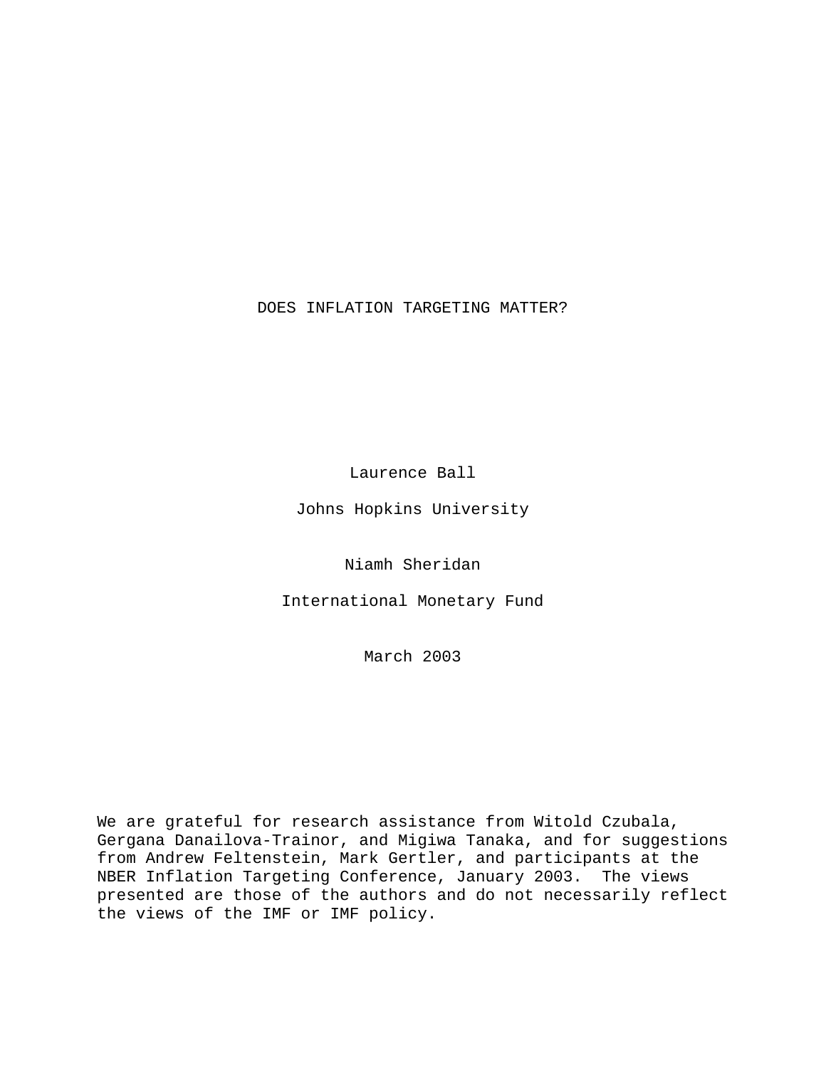# DOES INFLATION TARGETING MATTER?

Laurence Ball

Johns Hopkins University

Niamh Sheridan

International Monetary Fund

March 2003

We are grateful for research assistance from Witold Czubala, Gergana Danailova-Trainor, and Migiwa Tanaka, and for suggestions from Andrew Feltenstein, Mark Gertler, and participants at the NBER Inflation Targeting Conference, January 2003. The views presented are those of the authors and do not necessarily reflect the views of the IMF or IMF policy.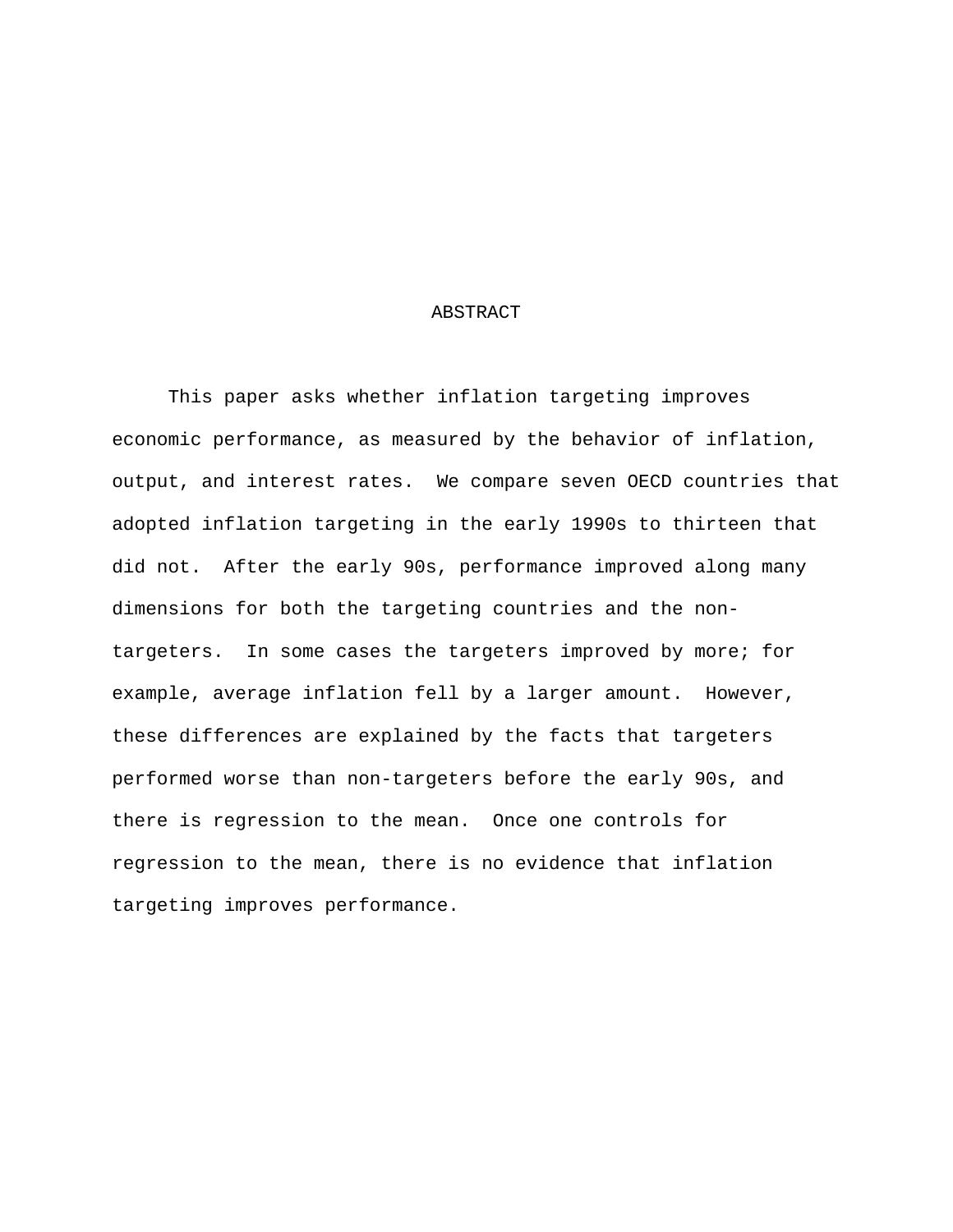# ABSTRACT

This paper asks whether inflation targeting improves economic performance, as measured by the behavior of inflation, output, and interest rates. We compare seven OECD countries that adopted inflation targeting in the early 1990s to thirteen that did not. After the early 90s, performance improved along many dimensions for both the targeting countries and the non-targeters. In some cases the targeters improved by more; for example, average inflation fell by a larger amount. However, these differences are explained by the facts that targeters performed worse than non-targeters before the early 90s, and there is regression to the mean. Once one controls for regression to the mean, there is no evidence that inflation targeting improves performance.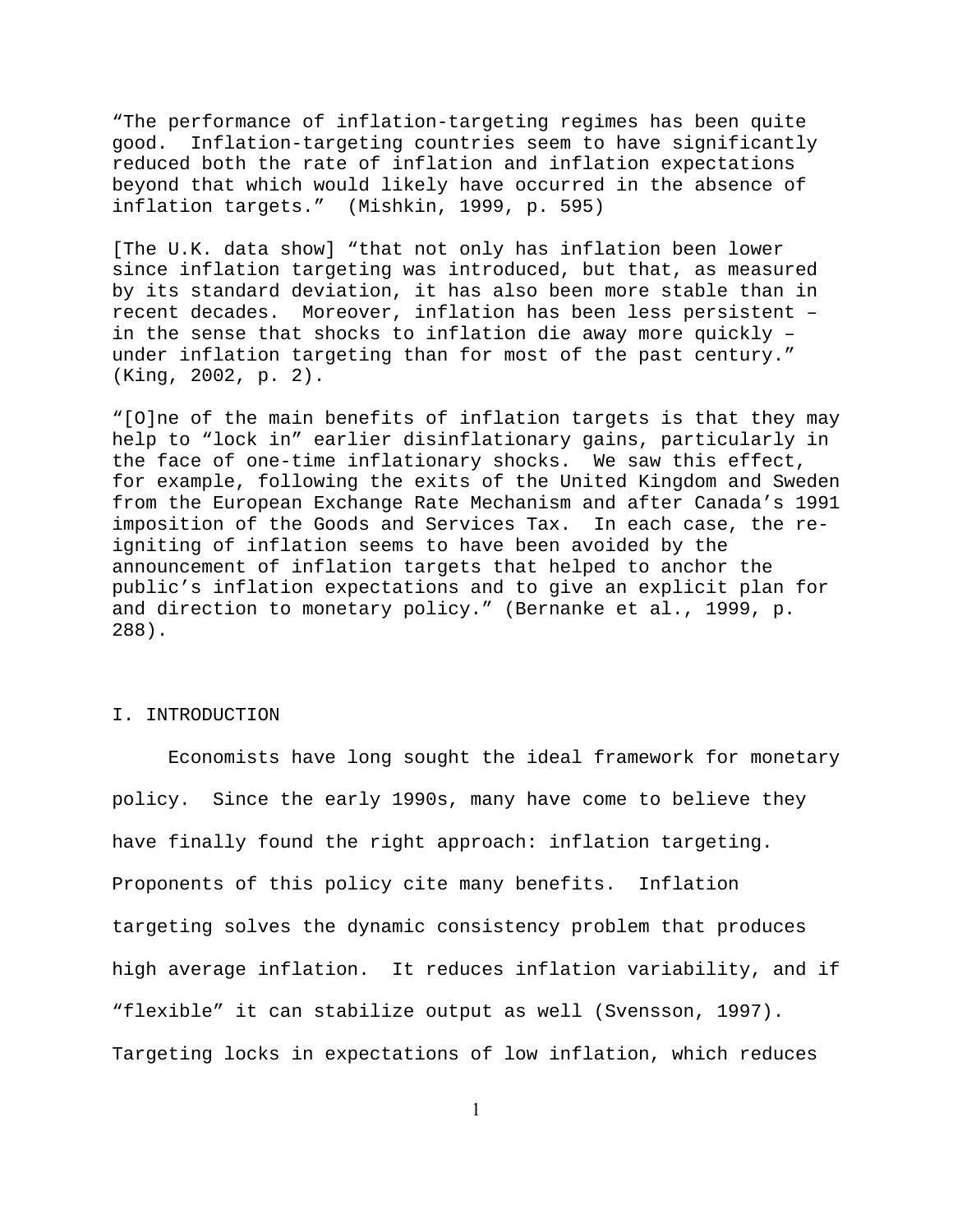"The performance of inflation-targeting regimes has been quite good. Inflation-targeting countries seem to have significantly reduced both the rate of inflation and inflation expectations beyond that which would likely have occurred in the absence of inflation targets." (Mishkin, 1999, p. 595)

[The U.K. data show] "that not only has inflation been lower since inflation targeting was introduced, but that, as measured by its standard deviation, it has also been more stable than in recent decades. Moreover, inflation has been less persistent – in the sense that shocks to inflation die away more quickly – under inflation targeting than for most of the past century." (King, 2002, p. 2).

"[O]ne of the main benefits of inflation targets is that they may help to "lock in" earlier disinflationary gains, particularly in the face of one-time inflationary shocks. We saw this effect, for example, following the exits of the United Kingdom and Sweden from the European Exchange Rate Mechanism and after Canada's 1991 imposition of the Goods and Services Tax. In each case, the re-igniting of inflation seems to have been avoided by the announcement of inflation targets that helped to anchor the public's inflation expectations and to give an explicit plan for and direction to monetary policy." (Bernanke et al., 1999, p. 288).

## I. INTRODUCTION

Economists have long sought the ideal framework for monetary policy. Since the early 1990s, many have come to believe they have finally found the right approach: inflation targeting. Proponents of this policy cite many benefits. Inflation targeting solves the dynamic consistency problem that produces high average inflation. It reduces inflation variability, and if "flexible" it can stabilize output as well (Svensson, 1997). Targeting locks in expectations of low inflation, which reduces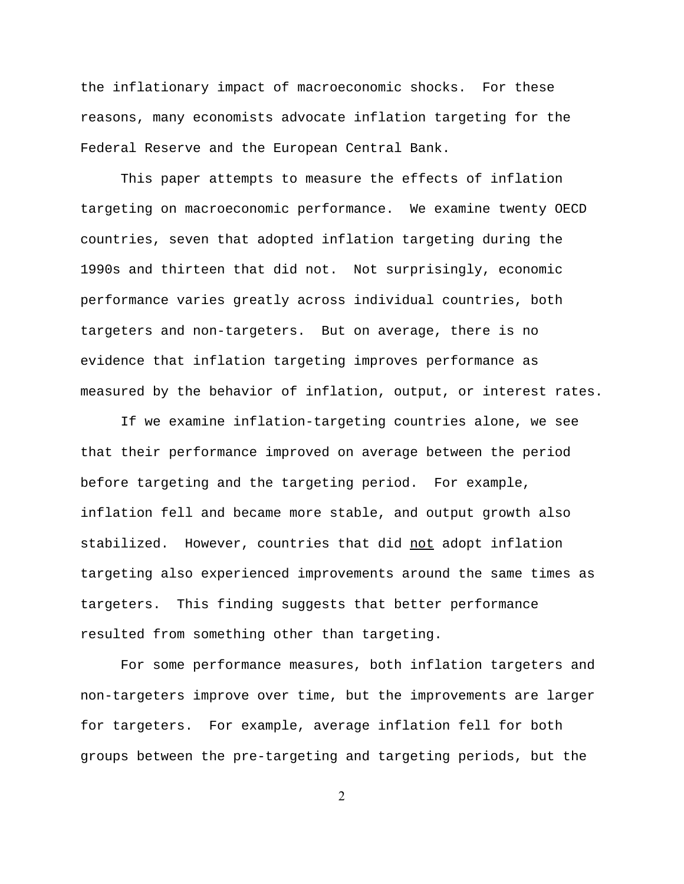the inflationary impact of macroeconomic shocks. For these reasons, many economists advocate inflation targeting for the Federal Reserve and the European Central Bank.

This paper attempts to measure the effects of inflation targeting on macroeconomic performance. We examine twenty OECD countries, seven that adopted inflation targeting during the 1990s and thirteen that did not. Not surprisingly, economic performance varies greatly across individual countries, both targeters and non-targeters. But on average, there is no evidence that inflation targeting improves performance as measured by the behavior of inflation, output, or interest rates.

If we examine inflation-targeting countries alone, we see that their performance improved on average between the period before targeting and the targeting period. For example, inflation fell and became more stable, and output growth also stabilized. However, countries that did <u>not</u> adopt inflation targeting also experienced improvements around the same times as targeters. This finding suggests that better performance resulted from something other than targeting.

For some performance measures, both inflation targeters and non-targeters improve over time, but the improvements are larger for targeters. For example, average inflation fell for both groups between the pre-targeting and targeting periods, but the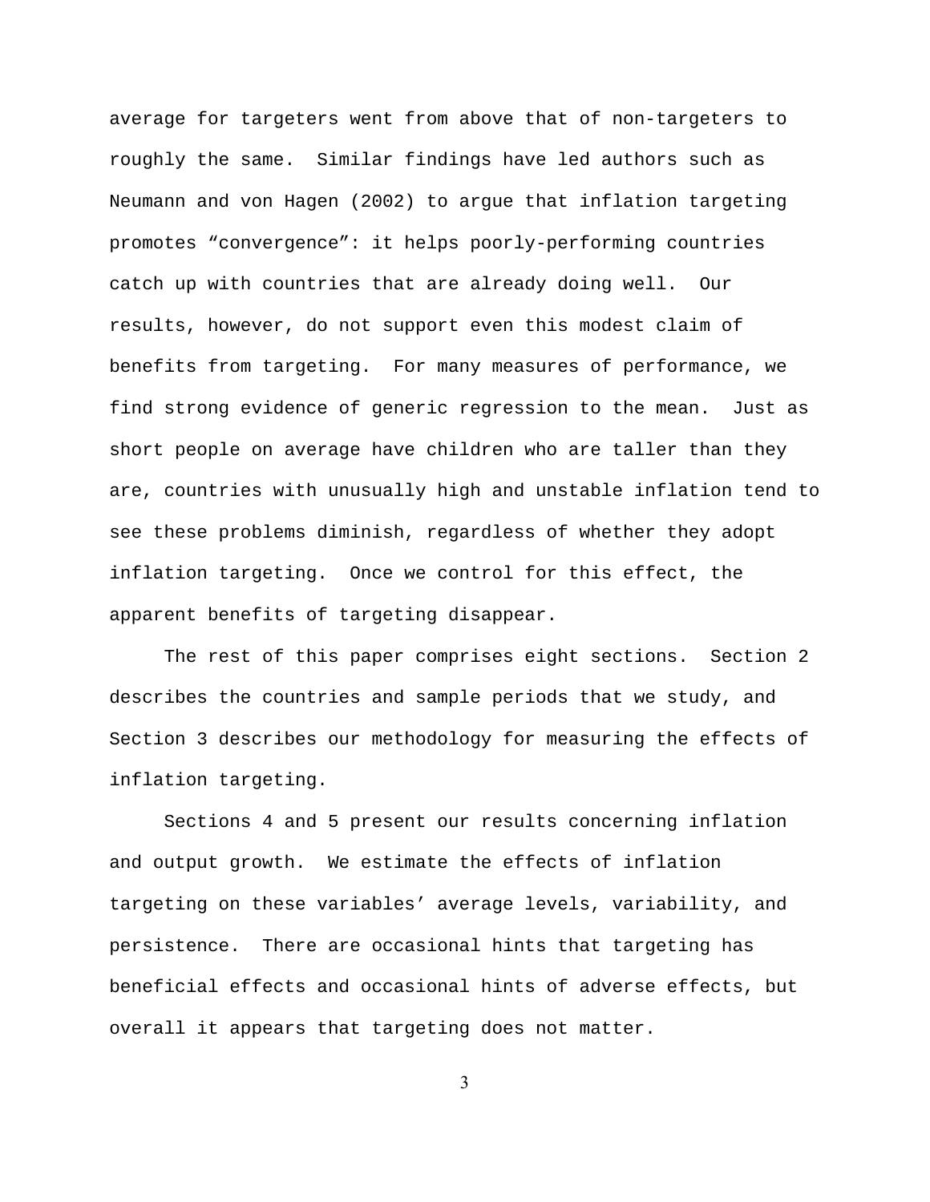average for targeters went from above that of non-targeters to roughly the same. Similar findings have led authors such as Neumann and von Hagen (2002) to argue that inflation targeting promotes “convergence”: it helps poorly-performing countries catch up with countries that are already doing well. Our results, however, do not support even this modest claim of benefits from targeting. For many measures of performance, we find strong evidence of generic regression to the mean. Just as short people on average have children who are taller than they are, countries with unusually high and unstable inflation tend to see these problems diminish, regardless of whether they adopt inflation targeting. Once we control for this effect, the apparent benefits of targeting disappear.

The rest of this paper comprises eight sections. Section 2 describes the countries and sample periods that we study, and Section 3 describes our methodology for measuring the effects of inflation targeting.

Sections 4 and 5 present our results concerning inflation and output growth. We estimate the effects of inflation targeting on these variables’ average levels, variability, and persistence. There are occasional hints that targeting has beneficial effects and occasional hints of adverse effects, but overall it appears that targeting does not matter.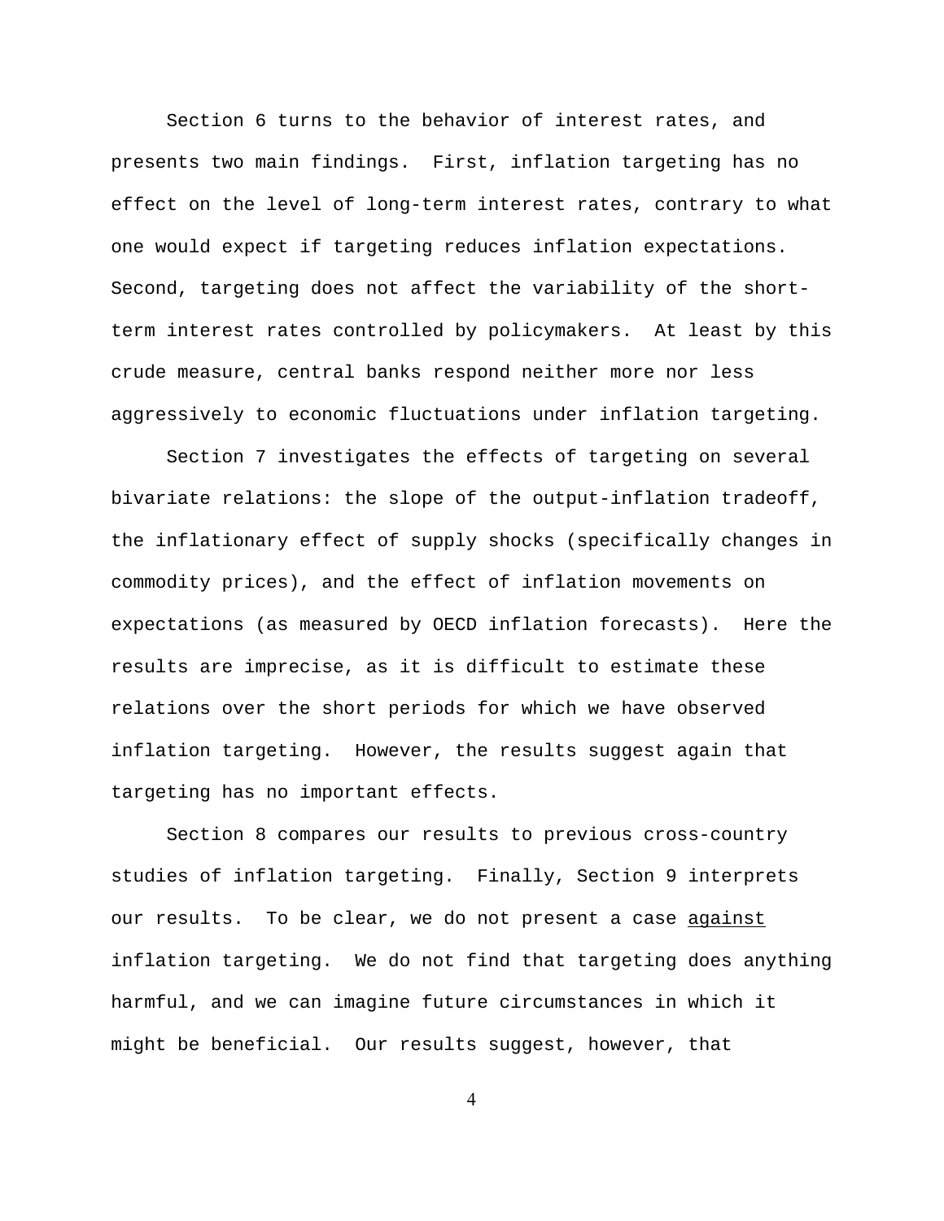Section 6 turns to the behavior of interest rates, and presents two main findings. First, inflation targeting has no effect on the level of long-term interest rates, contrary to what one would expect if targeting reduces inflation expectations. Second, targeting does not affect the variability of the short-term interest rates controlled by policymakers. At least by this crude measure, central banks respond neither more nor less aggressively to economic fluctuations under inflation targeting.

Section 7 investigates the effects of targeting on several bivariate relations: the slope of the output-inflation tradeoff, the inflationary effect of supply shocks (specifically changes in commodity prices), and the effect of inflation movements on expectations (as measured by OECD inflation forecasts). Here the results are imprecise, as it is difficult to estimate these relations over the short periods for which we have observed inflation targeting. However, the results suggest again that targeting has no important effects.

Section 8 compares our results to previous cross-country studies of inflation targeting. Finally, Section 9 interprets our results. To be clear, we do not present a case <u>against</u> inflation targeting. We do not find that targeting does anything harmful, and we can imagine future circumstances in which it might be beneficial. Our results suggest, however, that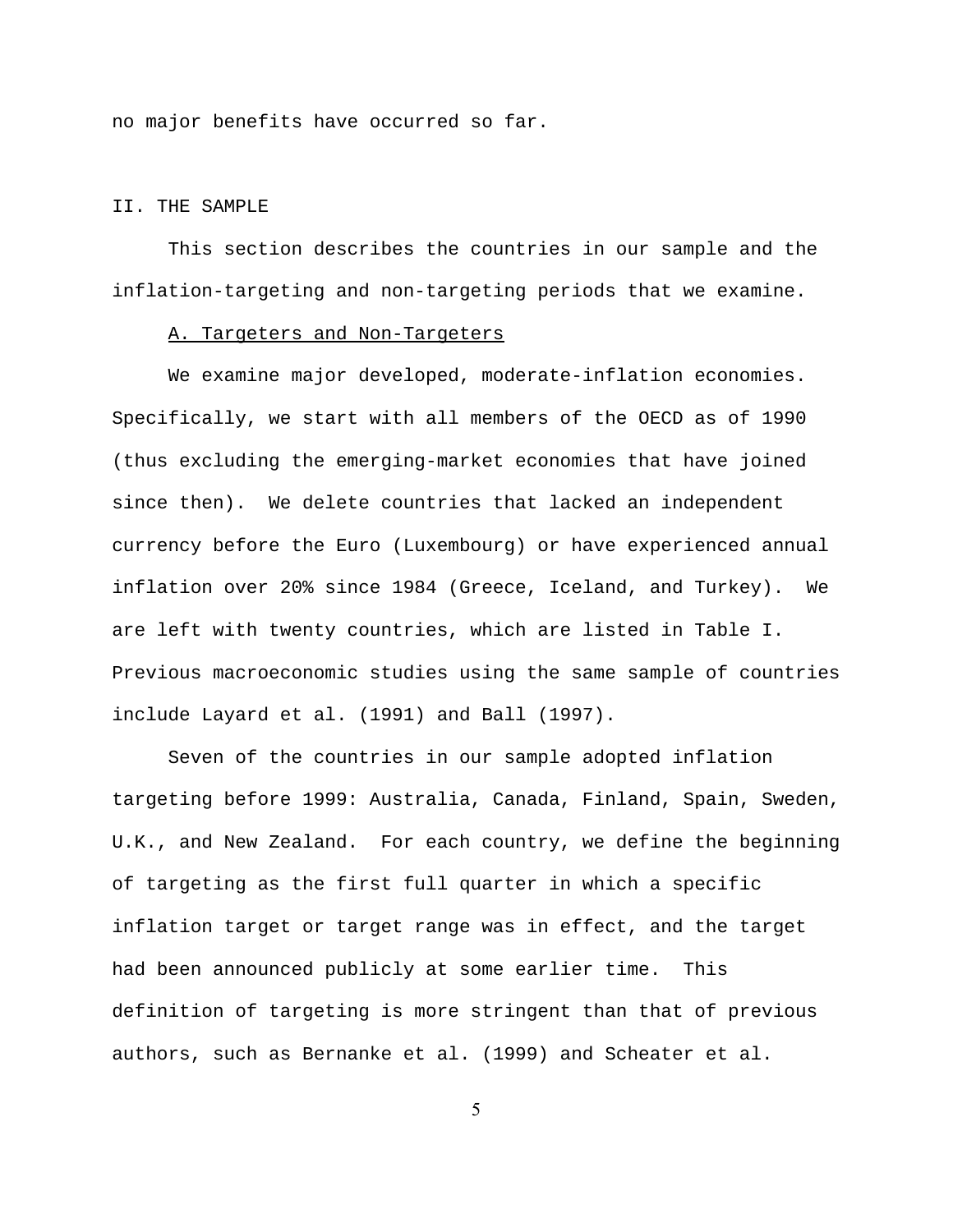no major benefits have occurred so far.

## II. THE SAMPLE

This section describes the countries in our sample and the inflation-targeting and non-targeting periods that we examine.

### A. Targeters and Non-Targeters

We examine major developed, moderate-inflation economies. Specifically, we start with all members of the OECD as of 1990 (thus excluding the emerging-market economies that have joined since then). We delete countries that lacked an independent currency before the Euro (Luxembourg) or have experienced annual inflation over 20% since 1984 (Greece, Iceland, and Turkey). We are left with twenty countries, which are listed in Table I. Previous macroeconomic studies using the same sample of countries include Layard et al. (1991) and Ball (1997).

Seven of the countries in our sample adopted inflation targeting before 1999: Australia, Canada, Finland, Spain, Sweden, U.K., and New Zealand. For each country, we define the beginning of targeting as the first full quarter in which a specific inflation target or target range was in effect, and the target had been announced publicly at some earlier time. This definition of targeting is more stringent than that of previous authors, such as Bernanke et al. (1999) and Scheater et al.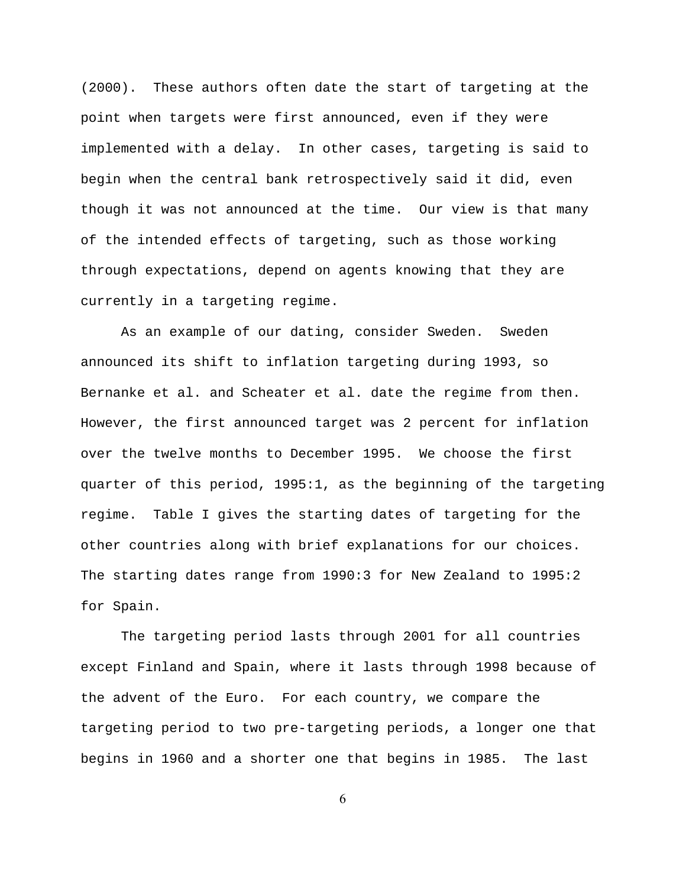(2000). These authors often date the start of targeting at the point when targets were first announced, even if they were implemented with a delay. In other cases, targeting is said to begin when the central bank retrospectively said it did, even though it was not announced at the time. Our view is that many of the intended effects of targeting, such as those working through expectations, depend on agents knowing that they are currently in a targeting regime.

As an example of our dating, consider Sweden. Sweden announced its shift to inflation targeting during 1993, so Bernanke et al. and Scheater et al. date the regime from then. However, the first announced target was 2 percent for inflation over the twelve months to December 1995. We choose the first quarter of this period, 1995:1, as the beginning of the targeting regime. Table I gives the starting dates of targeting for the other countries along with brief explanations for our choices. The starting dates range from 1990:3 for New Zealand to 1995:2 for Spain.

The targeting period lasts through 2001 for all countries except Finland and Spain, where it lasts through 1998 because of the advent of the Euro. For each country, we compare the targeting period to two pre-targeting periods, a longer one that begins in 1960 and a shorter one that begins in 1985. The last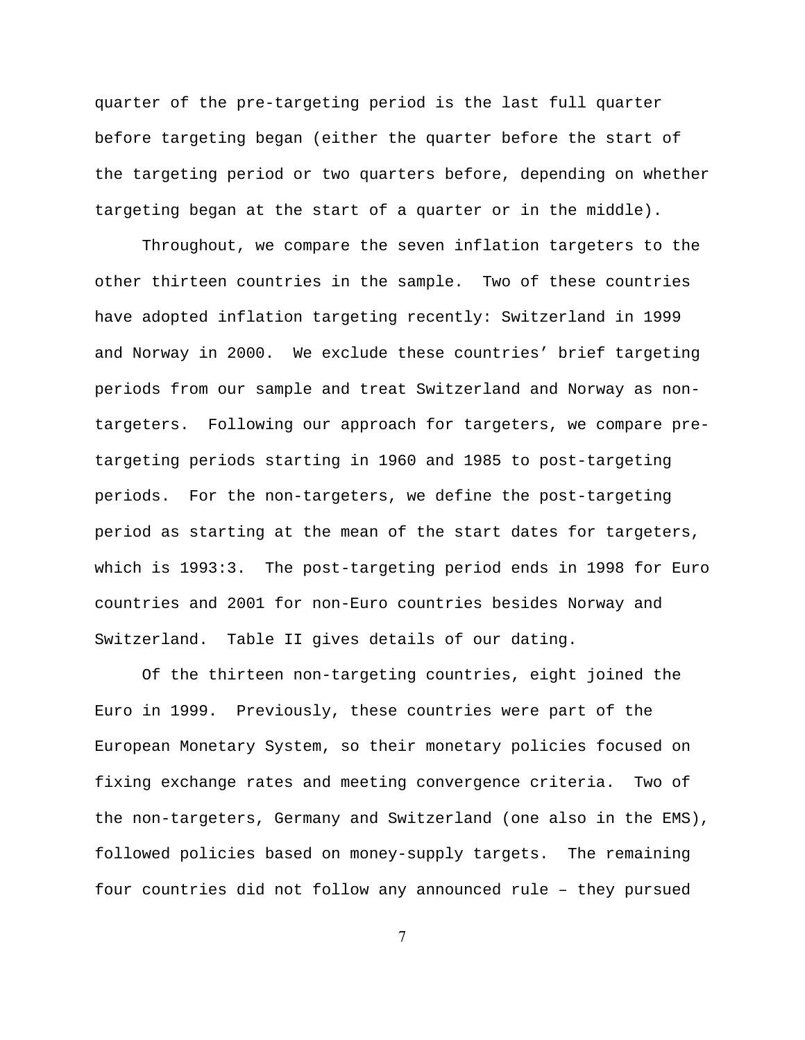quarter of the pre-targeting period is the last full quarter before targeting began (either the quarter before the start of the targeting period or two quarters before, depending on whether targeting began at the start of a quarter or in the middle).

Throughout, we compare the seven inflation targeters to the other thirteen countries in the sample. Two of these countries have adopted inflation targeting recently: Switzerland in 1999 and Norway in 2000. We exclude these countries' brief targeting periods from our sample and treat Switzerland and Norway as non-targeters. Following our approach for targeters, we compare pre-targeting periods starting in 1960 and 1985 to post-targeting periods. For the non-targeters, we define the post-targeting period as starting at the mean of the start dates for targeters, which is 1993:3. The post-targeting period ends in 1998 for Euro countries and 2001 for non-Euro countries besides Norway and Switzerland. Table II gives details of our dating.

Of the thirteen non-targeting countries, eight joined the Euro in 1999. Previously, these countries were part of the European Monetary System, so their monetary policies focused on fixing exchange rates and meeting convergence criteria. Two of the non-targeters, Germany and Switzerland (one also in the EMS), followed policies based on money-supply targets. The remaining four countries did not follow any announced rule – they pursued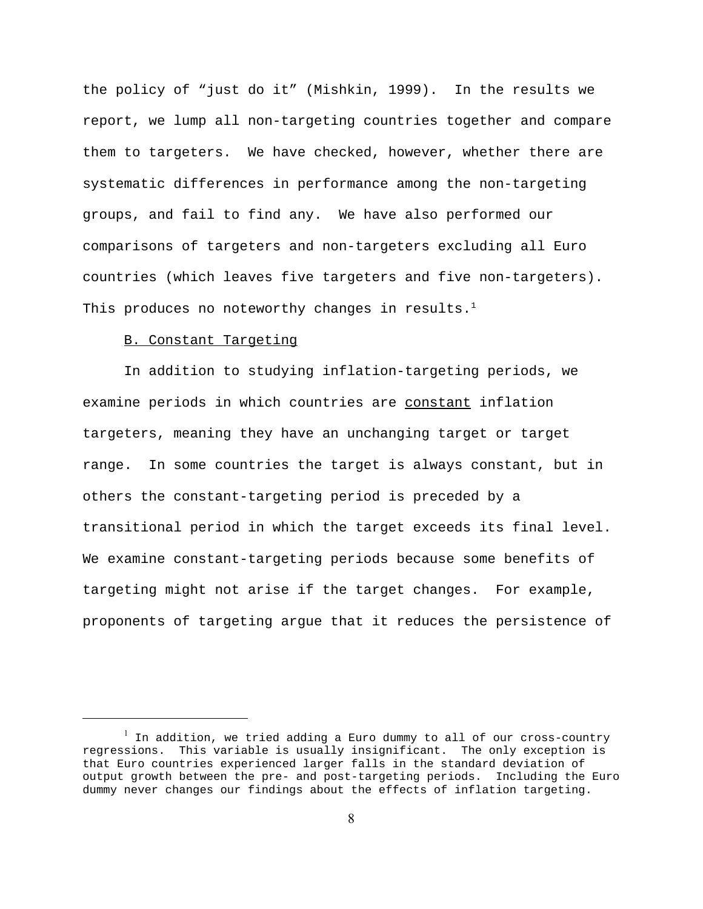the policy of "just do it" (Mishkin, 1999). In the results we report, we lump all non-targeting countries together and compare them to targeters. We have checked, however, whether there are systematic differences in performance among the non-targeting groups, and fail to find any. We have also performed our comparisons of targeters and non-targeters excluding all Euro countries (which leaves five targeters and five non-targeters). This produces no noteworthy changes in results.[1]

B. Constant Targeting

In addition to studying inflation-targeting periods, we examine periods in which countries are constant inflation targeters, meaning they have an unchanging target or target range. In some countries the target is always constant, but in others the constant-targeting period is preceded by a transitional period in which the target exceeds its final level. We examine constant-targeting periods because some benefits of targeting might not arise if the target changes. For example, proponents of targeting argue that it reduces the persistence of

---

[1] In addition, we tried adding a Euro dummy to all of our cross-country regressions. This variable is usually insignificant. The only exception is that Euro countries experienced larger falls in the standard deviation of output growth between the pre- and post-targeting periods. Including the Euro dummy never changes our findings about the effects of inflation targeting.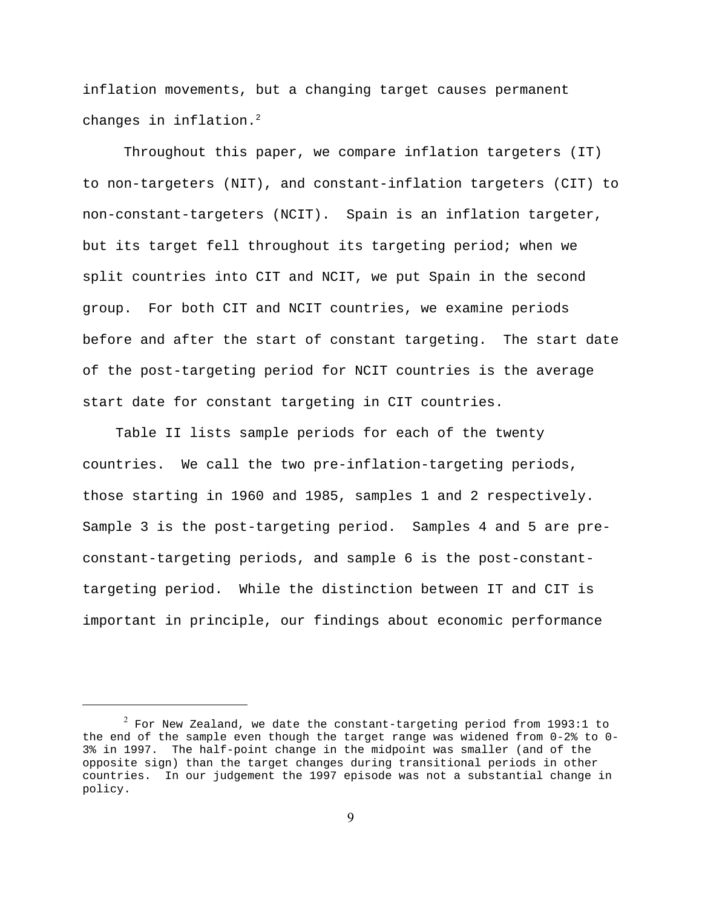inflation movements, but a changing target causes permanent changes in inflation.[2]

Throughout this paper, we compare inflation targeters (IT) to non-targeters (NIT), and constant-inflation targeters (CIT) to non-constant-targeters (NCIT). Spain is an inflation targeter, but its target fell throughout its targeting period; when we split countries into CIT and NCIT, we put Spain in the second group. For both CIT and NCIT countries, we examine periods before and after the start of constant targeting. The start date of the post-targeting period for NCIT countries is the average start date for constant targeting in CIT countries.

Table II lists sample periods for each of the twenty countries. We call the two pre-inflation-targeting periods, those starting in 1960 and 1985, samples 1 and 2 respectively. Sample 3 is the post-targeting period. Samples 4 and 5 are pre-constant-targeting periods, and sample 6 is the post-constant-targeting period. While the distinction between IT and CIT is important in principle, our findings about economic performance

---

[2] For New Zealand, we date the constant-targeting period from 1993:1 to the end of the sample even though the target range was widened from 0-2% to 0-3% in 1997. The half-point change in the midpoint was smaller (and of the opposite sign) than the target changes during transitional periods in other countries. In our judgement the 1997 episode was not a substantial change in policy.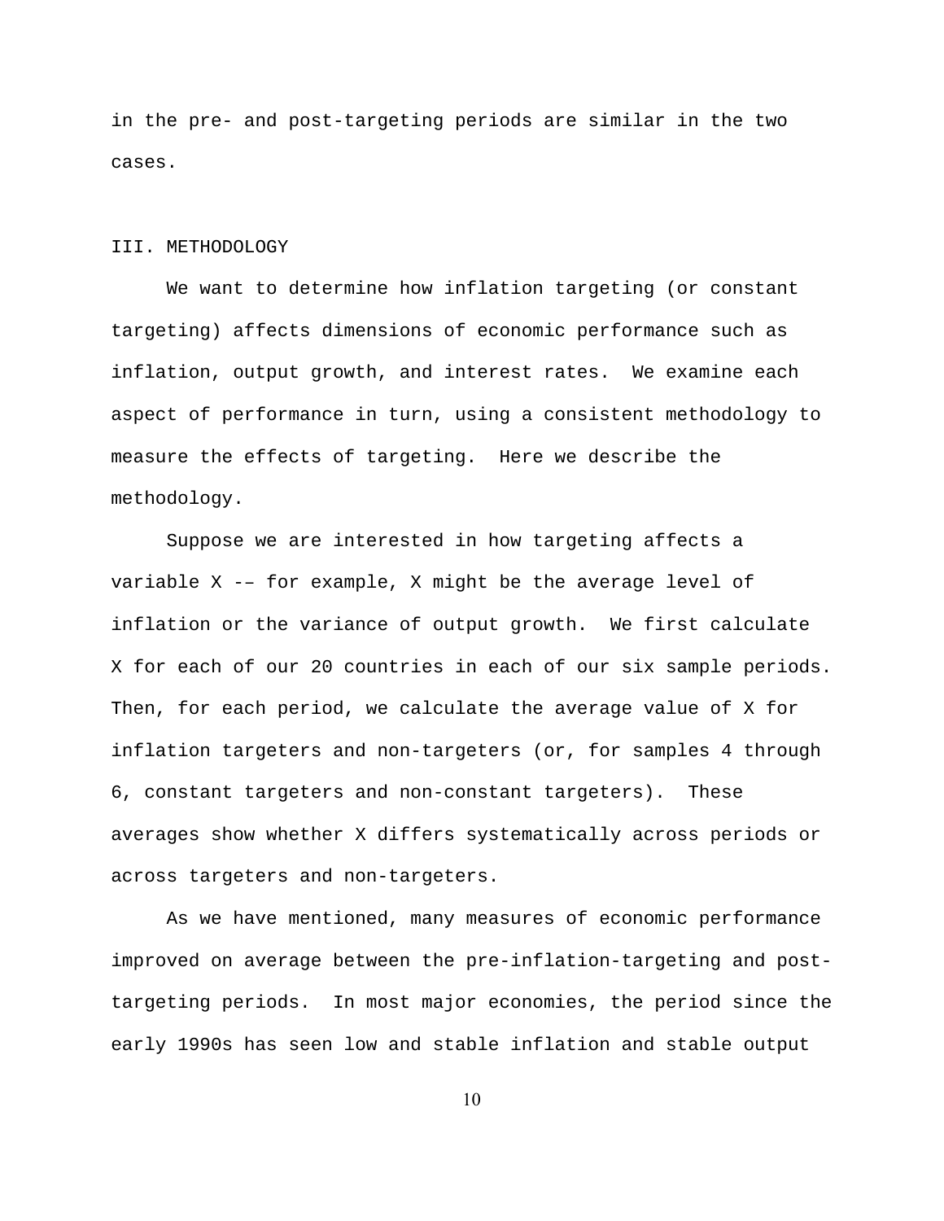in the pre- and post-targeting periods are similar in the two cases.

## III. METHODOLOGY

We want to determine how inflation targeting (or constant targeting) affects dimensions of economic performance such as inflation, output growth, and interest rates. We examine each aspect of performance in turn, using a consistent methodology to measure the effects of targeting. Here we describe the methodology.

Suppose we are interested in how targeting affects a variable X -– for example, X might be the average level of inflation or the variance of output growth. We first calculate X for each of our 20 countries in each of our six sample periods. Then, for each period, we calculate the average value of X for inflation targeters and non-targeters (or, for samples 4 through 6, constant targeters and non-constant targeters). These averages show whether X differs systematically across periods or across targeters and non-targeters.

As we have mentioned, many measures of economic performance improved on average between the pre-inflation-targeting and post-targeting periods. In most major economies, the period since the early 1990s has seen low and stable inflation and stable output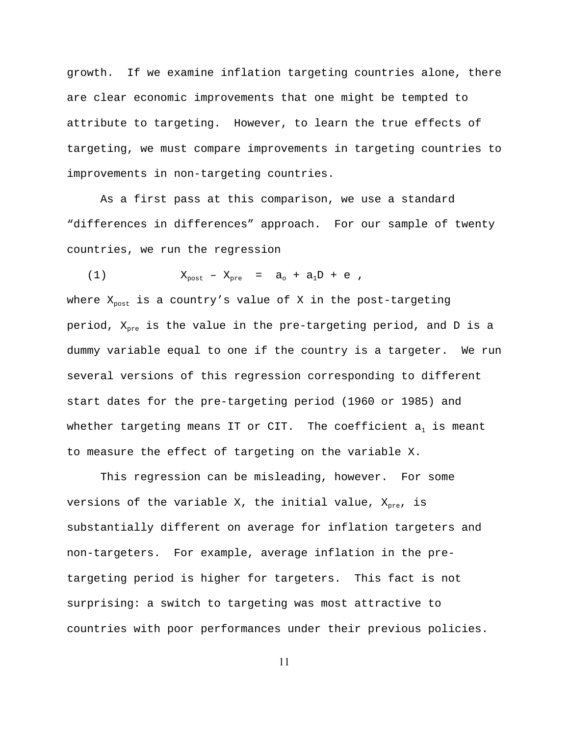growth. If we examine inflation targeting countries alone, there are clear economic improvements that one might be tempted to attribute to targeting. However, to learn the true effects of targeting, we must compare improvements in targeting countries to improvements in non-targeting countries.

As a first pass at this comparison, we use a standard "differences in differences" approach. For our sample of twenty countries, we run the regression

$$X_{post} - X_{pre} = a_o + a_1 D + e \,, \tag{1}$$

where $X_{post}$ is a country's value of X in the post-targeting period, $X_{pre}$ is the value in the pre-targeting period, and D is a dummy variable equal to one if the country is a targeter. We run several versions of this regression corresponding to different start dates for the pre-targeting period (1960 or 1985) and whether targeting means IT or CIT. The coefficient $a_1$ is meant to measure the effect of targeting on the variable X.

This regression can be misleading, however. For some versions of the variable X, the initial value, $X_{pre}$, is substantially different on average for inflation targeters and non-targeters. For example, average inflation in the pre-targeting period is higher for targeters. This fact is not surprising: a switch to targeting was most attractive to countries with poor performances under their previous policies.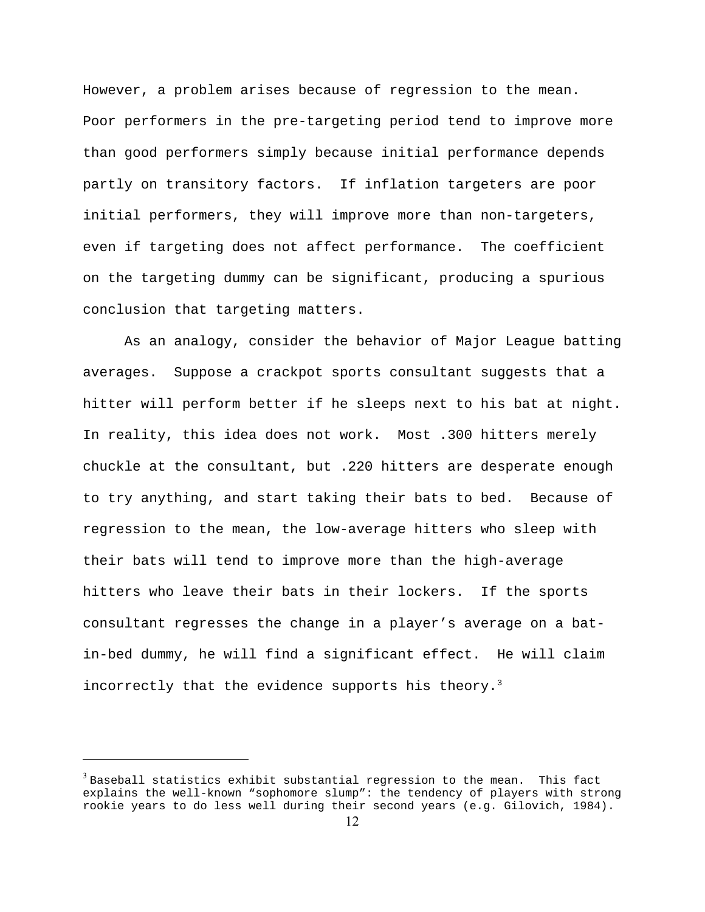However, a problem arises because of regression to the mean. Poor performers in the pre-targeting period tend to improve more than good performers simply because initial performance depends partly on transitory factors. If inflation targeters are poor initial performers, they will improve more than non-targeters, even if targeting does not affect performance. The coefficient on the targeting dummy can be significant, producing a spurious conclusion that targeting matters.

As an analogy, consider the behavior of Major League batting averages. Suppose a crackpot sports consultant suggests that a hitter will perform better if he sleeps next to his bat at night. In reality, this idea does not work. Most .300 hitters merely chuckle at the consultant, but .220 hitters are desperate enough to try anything, and start taking their bats to bed. Because of regression to the mean, the low-average hitters who sleep with their bats will tend to improve more than the high-average hitters who leave their bats in their lockers. If the sports consultant regresses the change in a player's average on a bat-in-bed dummy, he will find a significant effect. He will claim incorrectly that the evidence supports his theory.[3]

---

[3] Baseball statistics exhibit substantial regression to the mean. This fact explains the well-known "sophomore slump": the tendency of players with strong rookie years to do less well during their second years (e.g. Gilovich, 1984).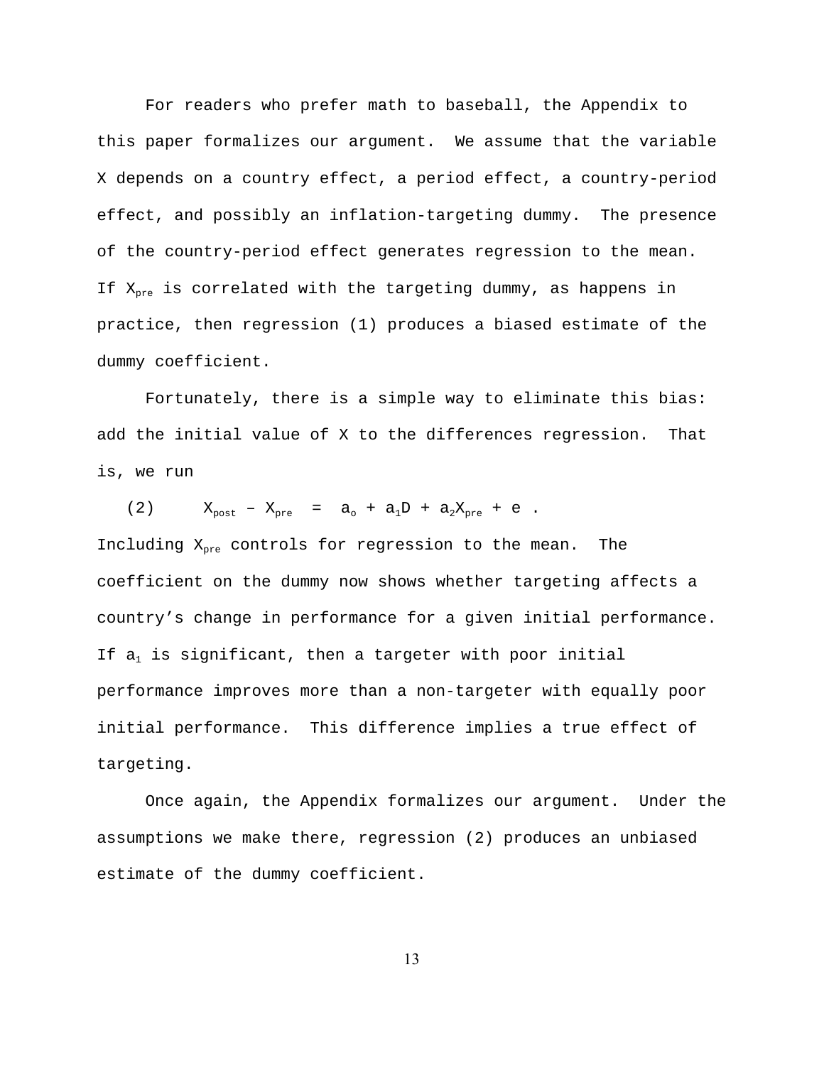For readers who prefer math to baseball, the Appendix to this paper formalizes our argument. We assume that the variable X depends on a country effect, a period effect, a country-period effect, and possibly an inflation-targeting dummy. The presence of the country-period effect generates regression to the mean. If $X_{pre}$ is correlated with the targeting dummy, as happens in practice, then regression (1) produces a biased estimate of the dummy coefficient.

Fortunately, there is a simple way to eliminate this bias: add the initial value of X to the differences regression. That is, we run

$$(2) \qquad X_{post} - X_{pre} = a_o + a_1 D + a_2 X_{pre} + e \ .$$

Including $X_{pre}$ controls for regression to the mean. The coefficient on the dummy now shows whether targeting affects a country's change in performance for a given initial performance. If $a_1$ is significant, then a targeter with poor initial performance improves more than a non-targeter with equally poor initial performance. This difference implies a true effect of targeting.

Once again, the Appendix formalizes our argument. Under the assumptions we make there, regression (2) produces an unbiased estimate of the dummy coefficient.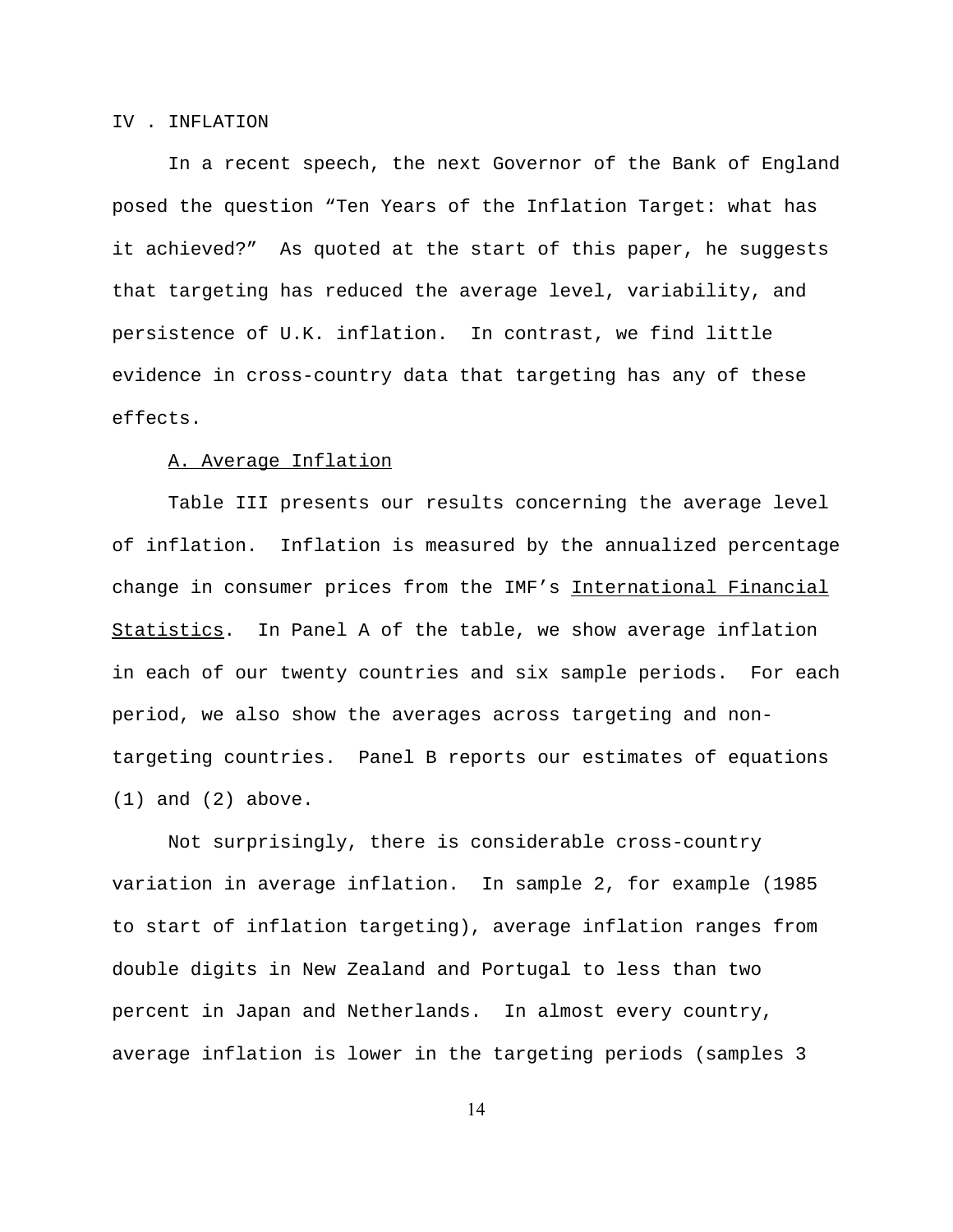## IV . INFLATION

In a recent speech, the next Governor of the Bank of England posed the question "Ten Years of the Inflation Target: what has it achieved?" As quoted at the start of this paper, he suggests that targeting has reduced the average level, variability, and persistence of U.K. inflation. In contrast, we find little evidence in cross-country data that targeting has any of these effects.

### A. Average Inflation

Table III presents our results concerning the average level of inflation. Inflation is measured by the annualized percentage change in consumer prices from the IMF's International Financial Statistics. In Panel A of the table, we show average inflation in each of our twenty countries and six sample periods. For each period, we also show the averages across targeting and non-targeting countries. Panel B reports our estimates of equations (1) and (2) above.

Not surprisingly, there is considerable cross-country variation in average inflation. In sample 2, for example (1985 to start of inflation targeting), average inflation ranges from double digits in New Zealand and Portugal to less than two percent in Japan and Netherlands. In almost every country, average inflation is lower in the targeting periods (samples 3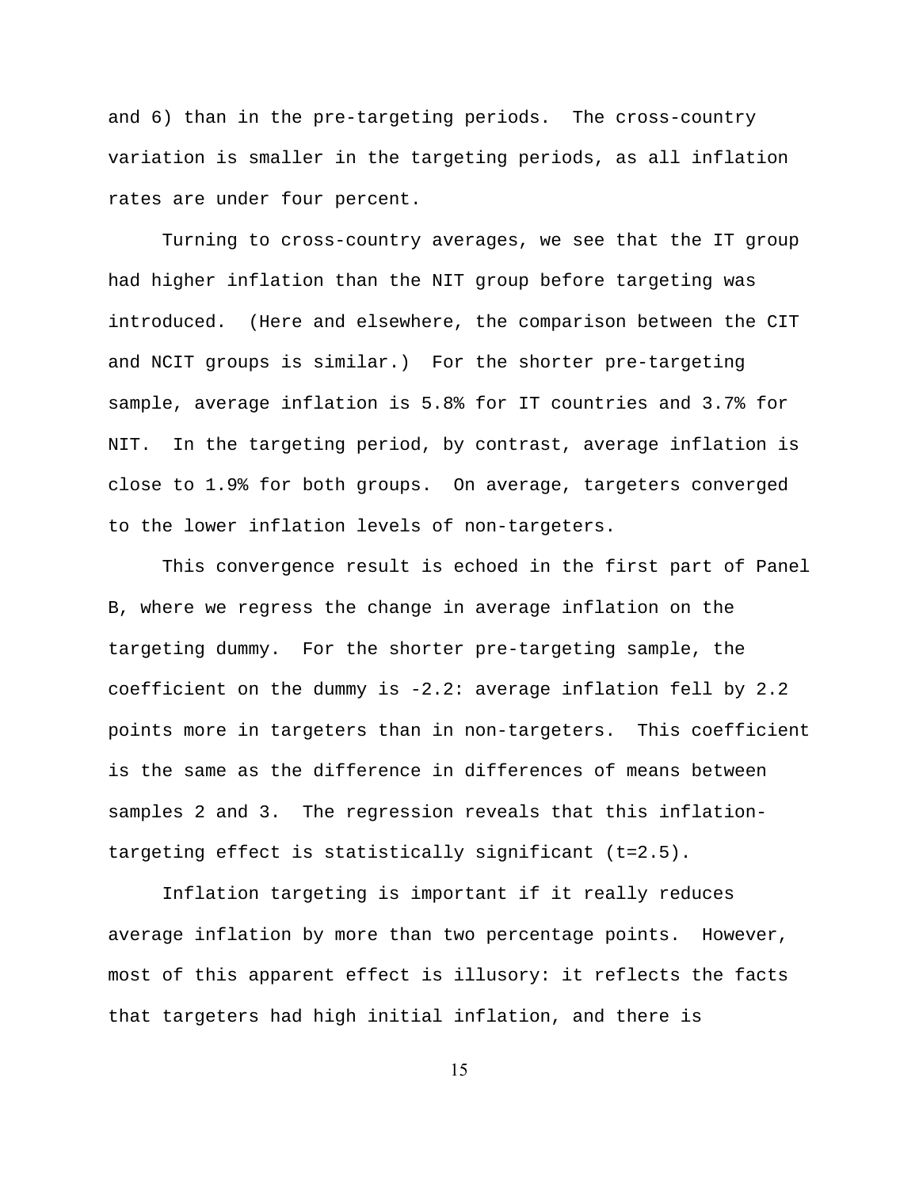and 6) than in the pre-targeting periods. The cross-country variation is smaller in the targeting periods, as all inflation rates are under four percent.

Turning to cross-country averages, we see that the IT group had higher inflation than the NIT group before targeting was introduced. (Here and elsewhere, the comparison between the CIT and NCIT groups is similar.) For the shorter pre-targeting sample, average inflation is 5.8% for IT countries and 3.7% for NIT. In the targeting period, by contrast, average inflation is close to 1.9% for both groups. On average, targeters converged to the lower inflation levels of non-targeters.

This convergence result is echoed in the first part of Panel B, where we regress the change in average inflation on the targeting dummy. For the shorter pre-targeting sample, the coefficient on the dummy is -2.2: average inflation fell by 2.2 points more in targeters than in non-targeters. This coefficient is the same as the difference in differences of means between samples 2 and 3. The regression reveals that this inflation-targeting effect is statistically significant (t=2.5).

Inflation targeting is important if it really reduces average inflation by more than two percentage points. However, most of this apparent effect is illusory: it reflects the facts that targeters had high initial inflation, and there is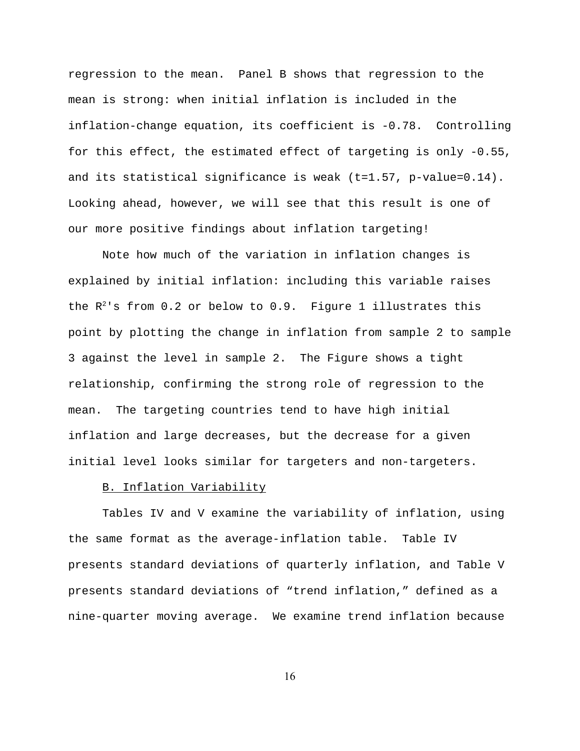regression to the mean. Panel B shows that regression to the mean is strong: when initial inflation is included in the inflation-change equation, its coefficient is -0.78. Controlling for this effect, the estimated effect of targeting is only -0.55, and its statistical significance is weak (t=1.57, p-value=0.14). Looking ahead, however, we will see that this result is one of our more positive findings about inflation targeting!

Note how much of the variation in inflation changes is explained by initial inflation: including this variable raises the $R^2$'s from 0.2 or below to 0.9. Figure 1 illustrates this point by plotting the change in inflation from sample 2 to sample 3 against the level in sample 2. The Figure shows a tight relationship, confirming the strong role of regression to the mean. The targeting countries tend to have high initial inflation and large decreases, but the decrease for a given initial level looks similar for targeters and non-targeters.

### B. Inflation Variability

Tables IV and V examine the variability of inflation, using the same format as the average-inflation table. Table IV presents standard deviations of quarterly inflation, and Table V presents standard deviations of “trend inflation,” defined as a nine-quarter moving average. We examine trend inflation because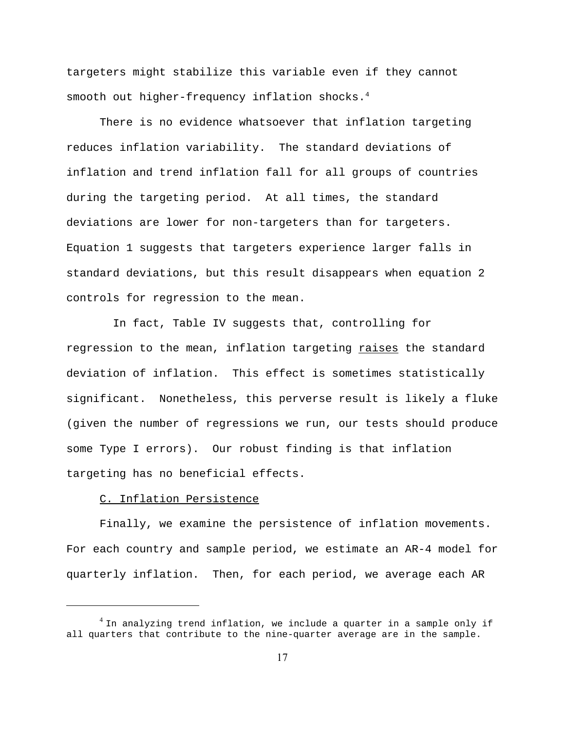targeters might stabilize this variable even if they cannot smooth out higher-frequency inflation shocks.[4]

There is no evidence whatsoever that inflation targeting reduces inflation variability. The standard deviations of inflation and trend inflation fall for all groups of countries during the targeting period. At all times, the standard deviations are lower for non-targeters than for targeters. Equation 1 suggests that targeters experience larger falls in standard deviations, but this result disappears when equation 2 controls for regression to the mean.

In fact, Table IV suggests that, controlling for regression to the mean, inflation targeting raises the standard deviation of inflation. This effect is sometimes statistically significant. Nonetheless, this perverse result is likely a fluke (given the number of regressions we run, our tests should produce some Type I errors). Our robust finding is that inflation targeting has no beneficial effects.

C. Inflation Persistence

Finally, we examine the persistence of inflation movements. For each country and sample period, we estimate an AR-4 model for quarterly inflation. Then, for each period, we average each AR

[4] In analyzing trend inflation, we include a quarter in a sample only if all quarters that contribute to the nine-quarter average are in the sample.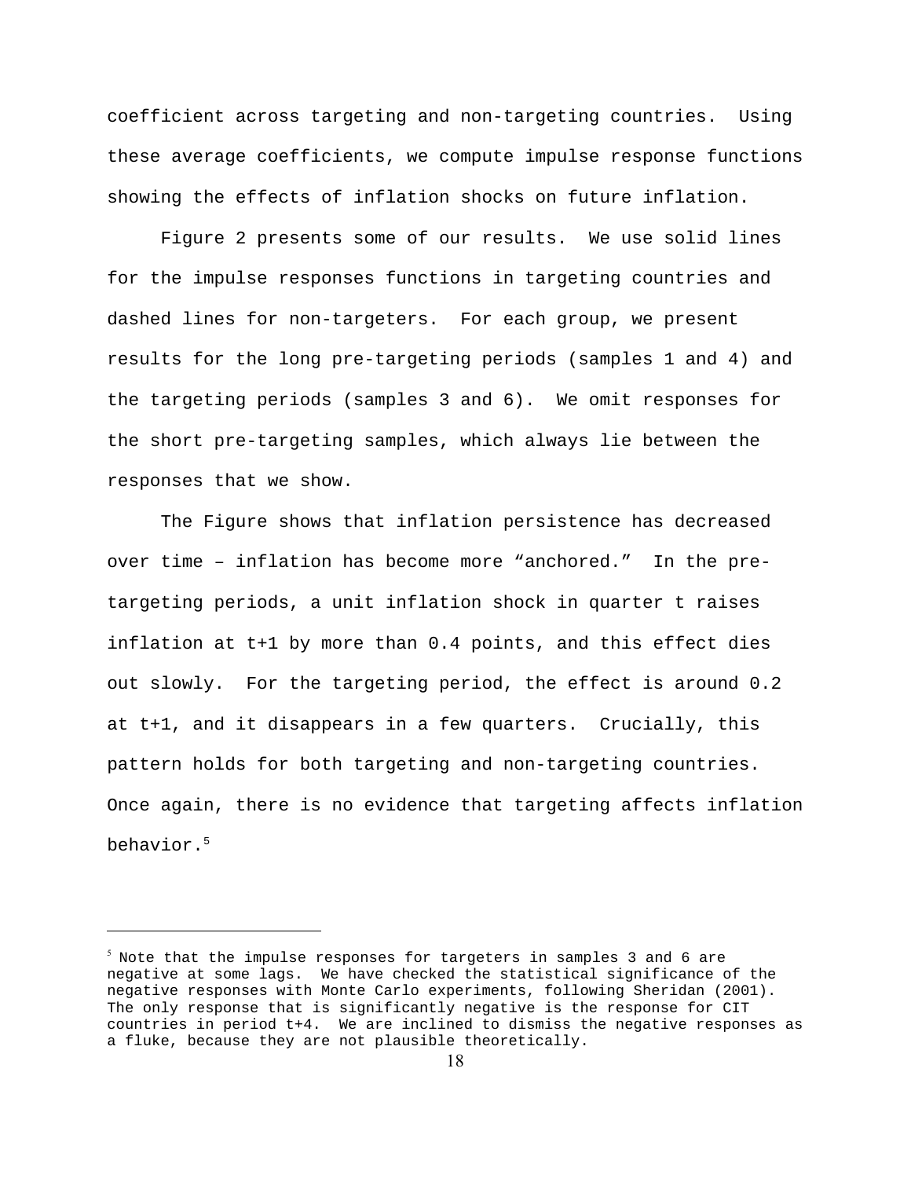coefficient across targeting and non-targeting countries. Using these average coefficients, we compute impulse response functions showing the effects of inflation shocks on future inflation.

Figure 2 presents some of our results. We use solid lines for the impulse responses functions in targeting countries and dashed lines for non-targeters. For each group, we present results for the long pre-targeting periods (samples 1 and 4) and the targeting periods (samples 3 and 6). We omit responses for the short pre-targeting samples, which always lie between the responses that we show.

The Figure shows that inflation persistence has decreased over time – inflation has become more "anchored." In the pre-targeting periods, a unit inflation shock in quarter t raises inflation at t+1 by more than 0.4 points, and this effect dies out slowly. For the targeting period, the effect is around 0.2 at t+1, and it disappears in a few quarters. Crucially, this pattern holds for both targeting and non-targeting countries. Once again, there is no evidence that targeting affects inflation behavior.[5]

[5] Note that the impulse responses for targeters in samples 3 and 6 are negative at some lags. We have checked the statistical significance of the negative responses with Monte Carlo experiments, following Sheridan (2001). The only response that is significantly negative is the response for CIT countries in period t+4. We are inclined to dismiss the negative responses as a fluke, because they are not plausible theoretically.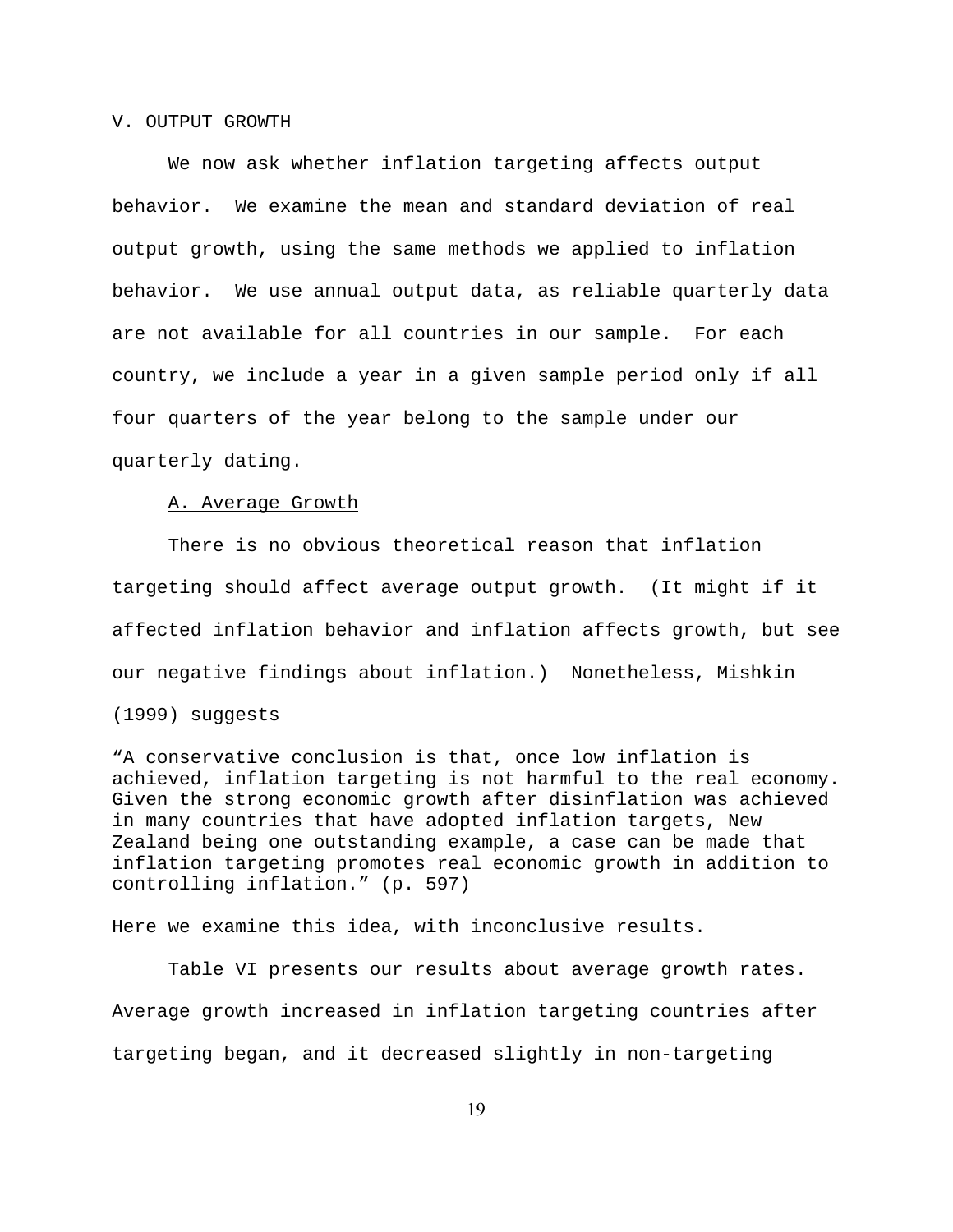## V. OUTPUT GROWTH

We now ask whether inflation targeting affects output behavior. We examine the mean and standard deviation of real output growth, using the same methods we applied to inflation behavior. We use annual output data, as reliable quarterly data are not available for all countries in our sample. For each country, we include a year in a given sample period only if all four quarters of the year belong to the sample under our quarterly dating.

### A. Average Growth

There is no obvious theoretical reason that inflation targeting should affect average output growth. (It might if it affected inflation behavior and inflation affects growth, but see our negative findings about inflation.) Nonetheless, Mishkin (1999) suggests

> "A conservative conclusion is that, once low inflation is achieved, inflation targeting is not harmful to the real economy. Given the strong economic growth after disinflation was achieved in many countries that have adopted inflation targets, New Zealand being one outstanding example, a case can be made that inflation targeting promotes real economic growth in addition to controlling inflation." (p. 597)

Here we examine this idea, with inconclusive results.

Table VI presents our results about average growth rates. Average growth increased in inflation targeting countries after targeting began, and it decreased slightly in non-targeting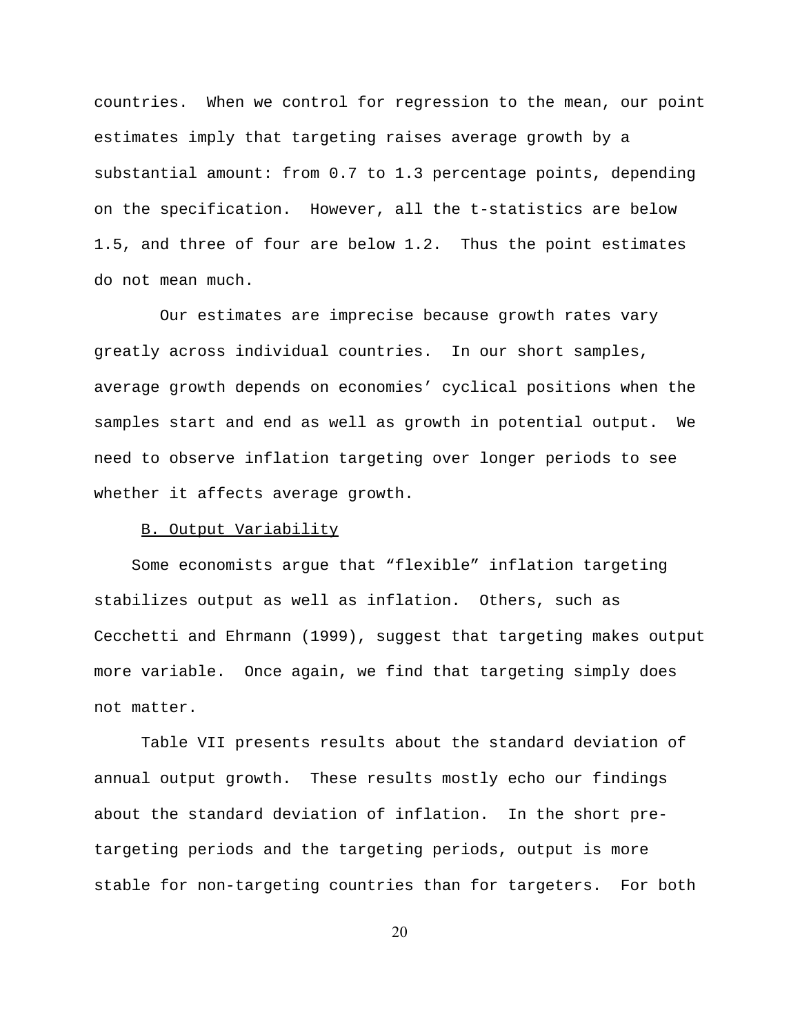countries. When we control for regression to the mean, our point estimates imply that targeting raises average growth by a substantial amount: from 0.7 to 1.3 percentage points, depending on the specification. However, all the t-statistics are below 1.5, and three of four are below 1.2. Thus the point estimates do not mean much.

Our estimates are imprecise because growth rates vary greatly across individual countries. In our short samples, average growth depends on economies' cyclical positions when the samples start and end as well as growth in potential output. We need to observe inflation targeting over longer periods to see whether it affects average growth.

### B. Output Variability

Some economists argue that "flexible" inflation targeting stabilizes output as well as inflation. Others, such as Cecchetti and Ehrmann (1999), suggest that targeting makes output more variable. Once again, we find that targeting simply does not matter.

Table VII presents results about the standard deviation of annual output growth. These results mostly echo our findings about the standard deviation of inflation. In the short pre-targeting periods and the targeting periods, output is more stable for non-targeting countries than for targeters. For both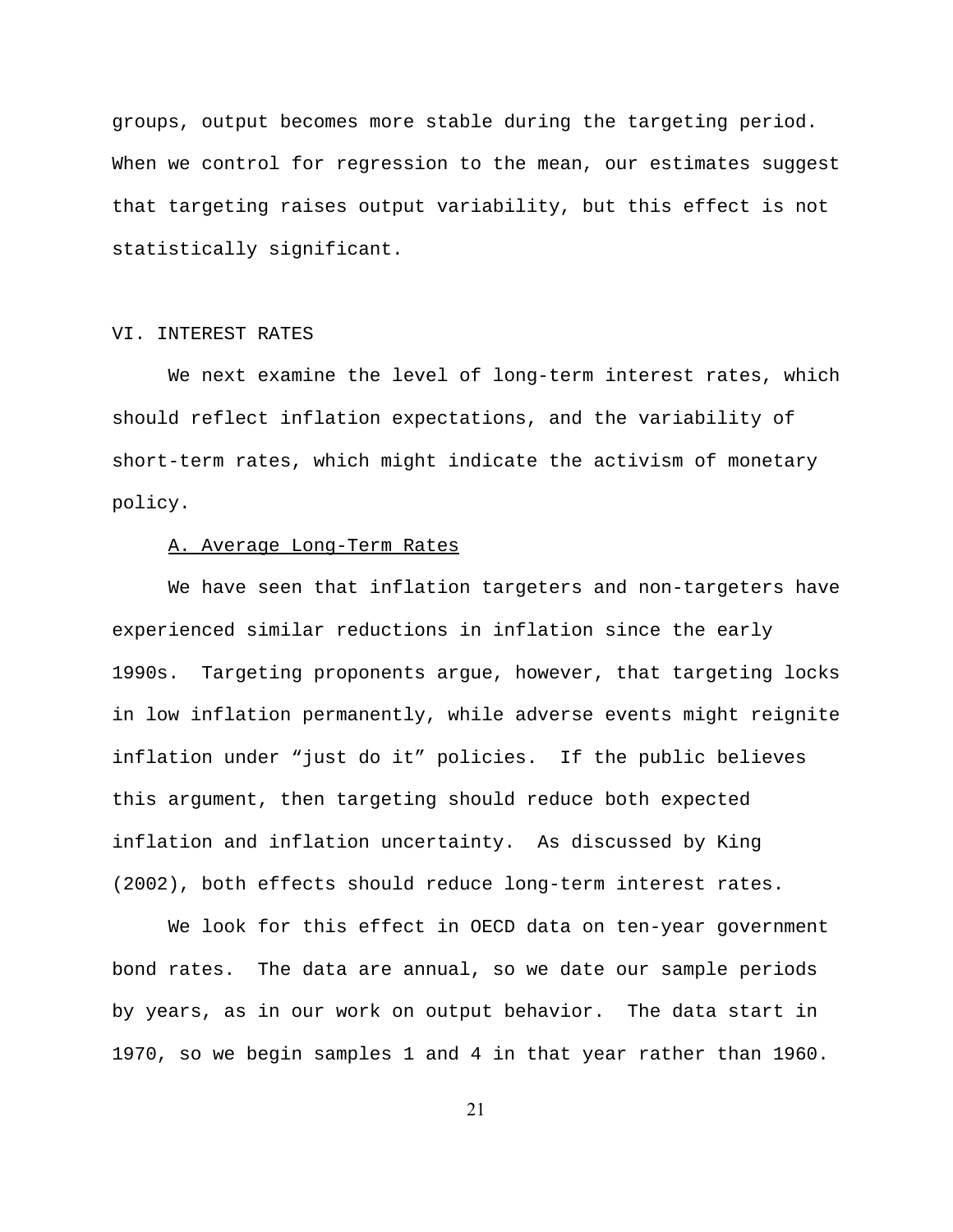groups, output becomes more stable during the targeting period. When we control for regression to the mean, our estimates suggest that targeting raises output variability, but this effect is not statistically significant.

## VI. INTEREST RATES

We next examine the level of long-term interest rates, which should reflect inflation expectations, and the variability of short-term rates, which might indicate the activism of monetary policy.

### A. Average Long-Term Rates

We have seen that inflation targeters and non-targeters have experienced similar reductions in inflation since the early 1990s. Targeting proponents argue, however, that targeting locks in low inflation permanently, while adverse events might reignite inflation under “just do it” policies. If the public believes this argument, then targeting should reduce both expected inflation and inflation uncertainty. As discussed by King (2002), both effects should reduce long-term interest rates.

We look for this effect in OECD data on ten-year government bond rates. The data are annual, so we date our sample periods by years, as in our work on output behavior. The data start in 1970, so we begin samples 1 and 4 in that year rather than 1960.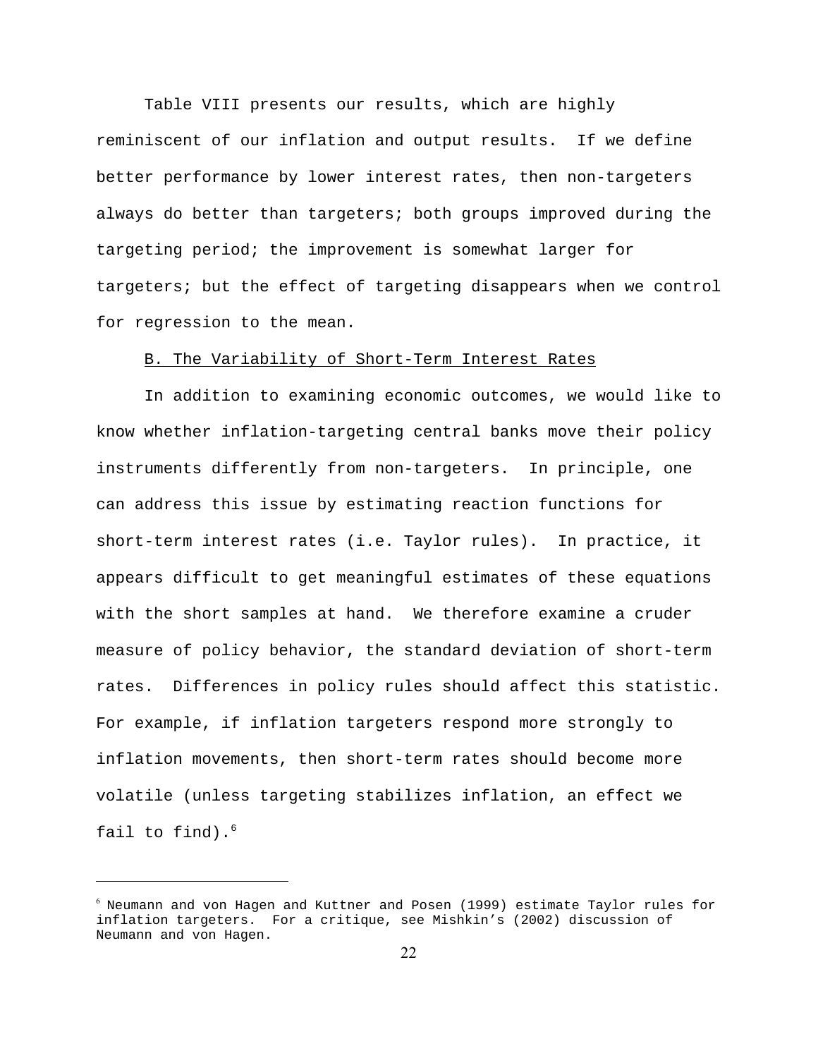Table VIII presents our results, which are highly reminiscent of our inflation and output results. If we define better performance by lower interest rates, then non-targeters always do better than targeters; both groups improved during the targeting period; the improvement is somewhat larger for targeters; but the effect of targeting disappears when we control for regression to the mean.

### B. The Variability of Short-Term Interest Rates

In addition to examining economic outcomes, we would like to know whether inflation-targeting central banks move their policy instruments differently from non-targeters. In principle, one can address this issue by estimating reaction functions for short-term interest rates (i.e. Taylor rules). In practice, it appears difficult to get meaningful estimates of these equations with the short samples at hand. We therefore examine a cruder measure of policy behavior, the standard deviation of short-term rates. Differences in policy rules should affect this statistic. For example, if inflation targeters respond more strongly to inflation movements, then short-term rates should become more volatile (unless targeting stabilizes inflation, an effect we fail to find).[6]

---

[6] Neumann and von Hagen and Kuttner and Posen (1999) estimate Taylor rules for inflation targeters. For a critique, see Mishkin's (2002) discussion of Neumann and von Hagen.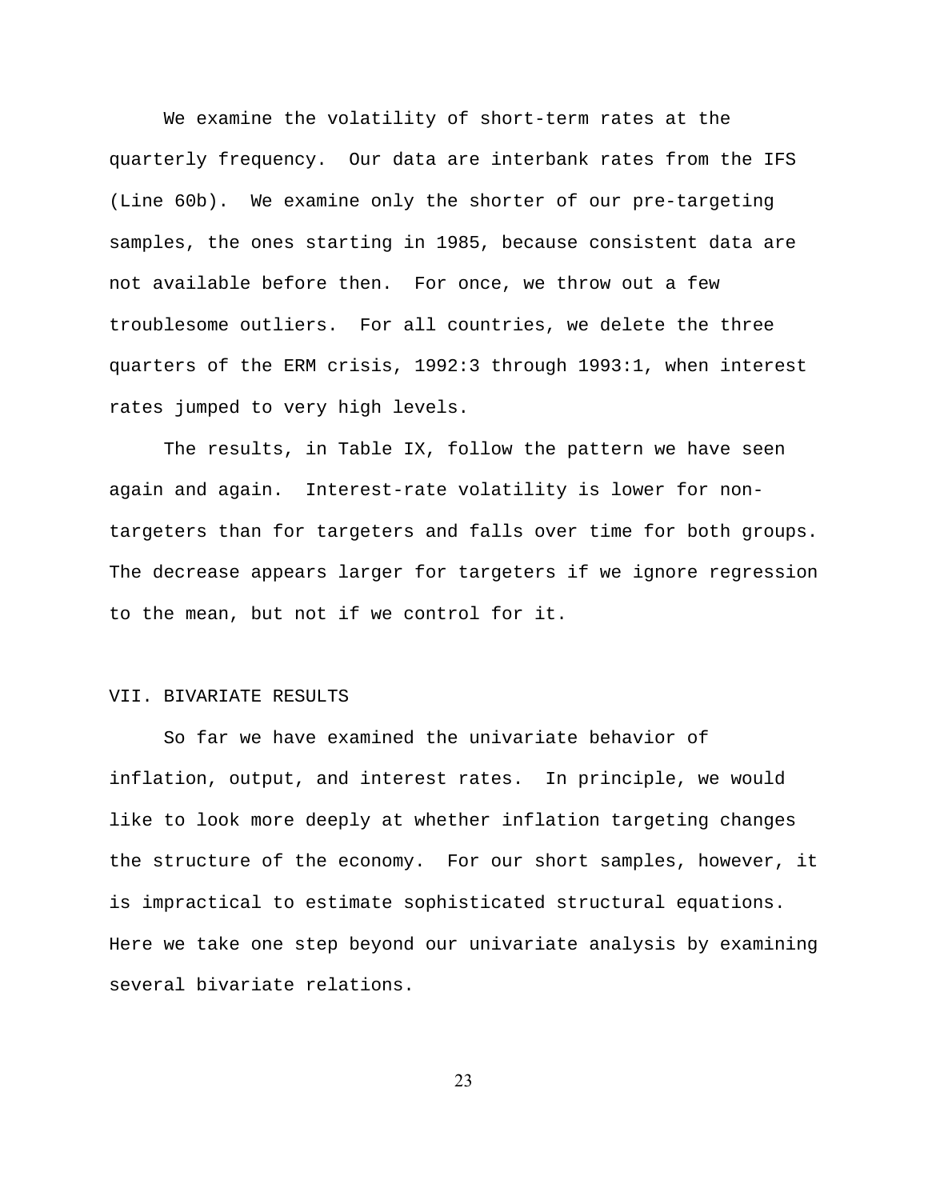We examine the volatility of short-term rates at the quarterly frequency. Our data are interbank rates from the IFS (Line 60b). We examine only the shorter of our pre-targeting samples, the ones starting in 1985, because consistent data are not available before then. For once, we throw out a few troublesome outliers. For all countries, we delete the three quarters of the ERM crisis, 1992:3 through 1993:1, when interest rates jumped to very high levels.

The results, in Table IX, follow the pattern we have seen again and again. Interest-rate volatility is lower for non-targeters than for targeters and falls over time for both groups. The decrease appears larger for targeters if we ignore regression to the mean, but not if we control for it.

## VII. BIVARIATE RESULTS

So far we have examined the univariate behavior of inflation, output, and interest rates. In principle, we would like to look more deeply at whether inflation targeting changes the structure of the economy. For our short samples, however, it is impractical to estimate sophisticated structural equations. Here we take one step beyond our univariate analysis by examining several bivariate relations.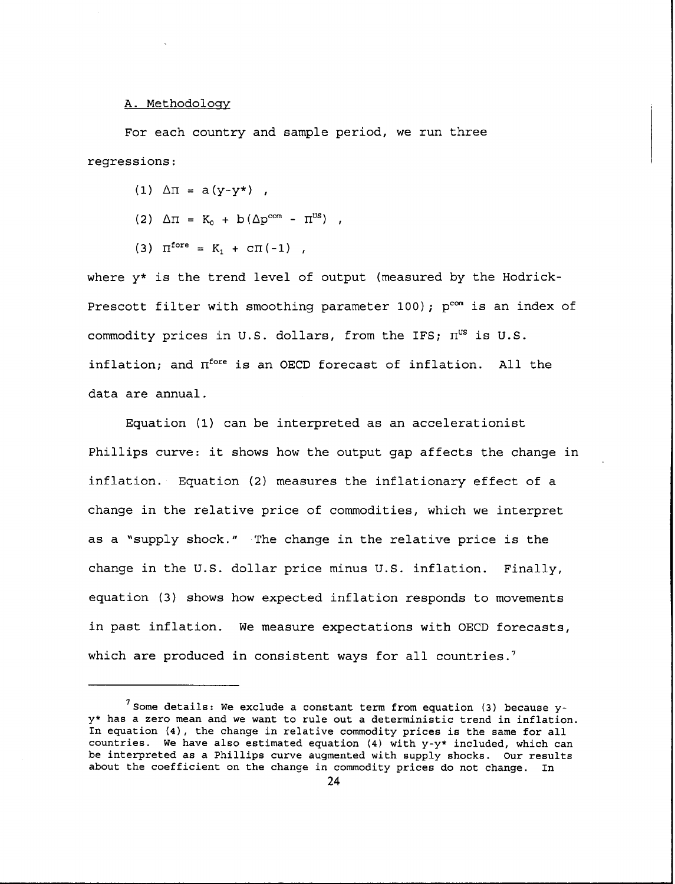A. Methodology

For each country and sample period, we run three regressions:

(1) $\Delta\pi = a(y-y^*)$ ,

(2) $\Delta\pi = K_0 + b(\Delta p^{com} - \pi^{US})$ ,

(3) $\pi^{fore} = K_1 + c\pi(-1)$ ,

where $y^*$ is the trend level of output (measured by the Hodrick-Prescott filter with smoothing parameter 100); $p^{com}$ is an index of commodity prices in U.S. dollars, from the IFS; $\pi^{US}$ is U.S. inflation; and $\pi^{fore}$ is an OECD forecast of inflation. All the data are annual.

Equation (1) can be interpreted as an accelerationist Phillips curve: it shows how the output gap affects the change in inflation. Equation (2) measures the inflationary effect of a change in the relative price of commodities, which we interpret as a "supply shock." The change in the relative price is the change in the U.S. dollar price minus U.S. inflation. Finally, equation (3) shows how expected inflation responds to movements in past inflation. We measure expectations with OECD forecasts, which are produced in consistent ways for all countries.[7]

---

[7] Some details: We exclude a constant term from equation (3) because $y-y^*$ has a zero mean and we want to rule out a deterministic trend in inflation. In equation (4), the change in relative commodity prices is the same for all countries. We have also estimated equation (4) with $y-y^*$ included, which can be interpreted as a Phillips curve augmented with supply shocks. Our results about the coefficient on the change in commodity prices do not change. In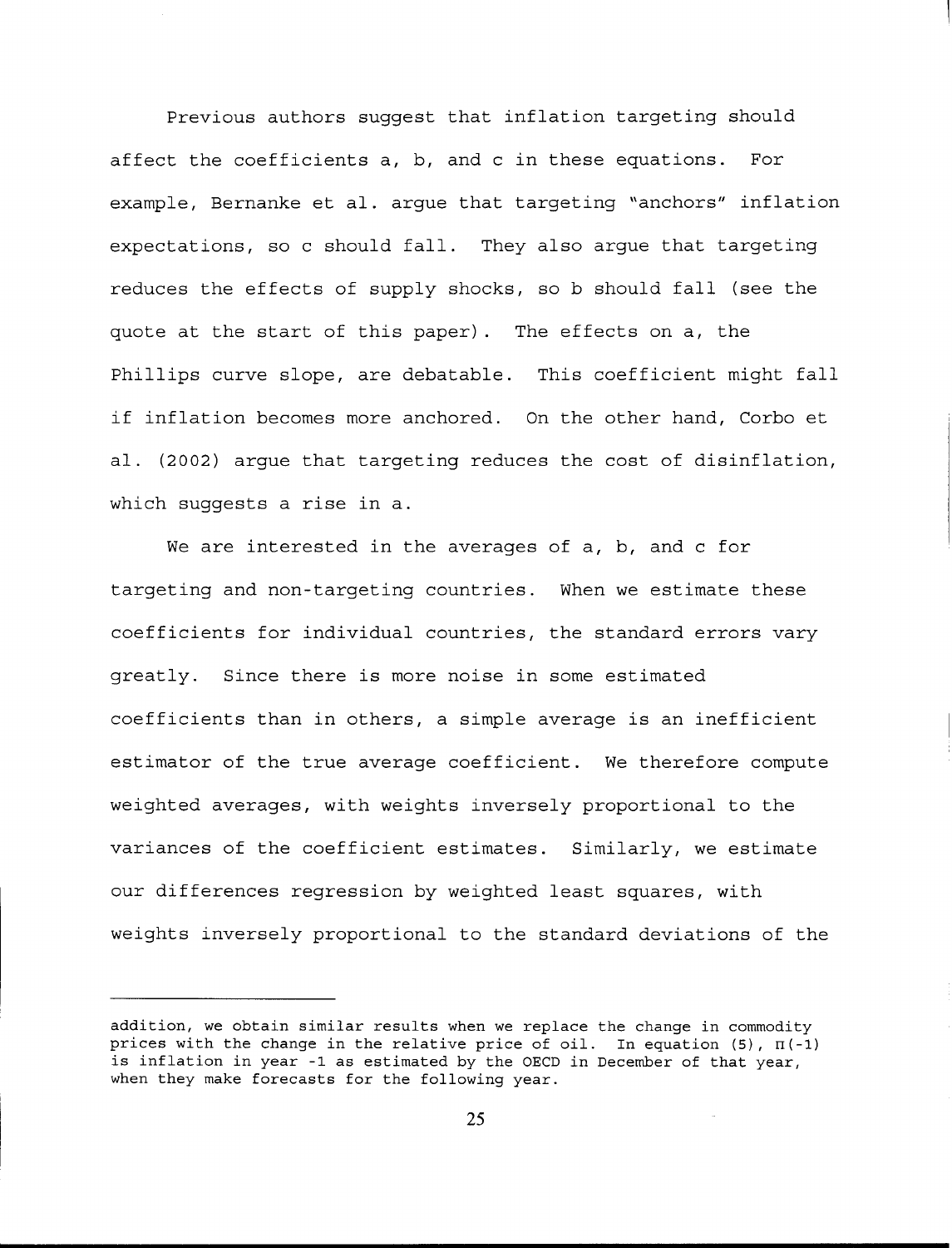Previous authors suggest that inflation targeting should affect the coefficients a, b, and c in these equations. For example, Bernanke et al. argue that targeting "anchors" inflation expectations, so c should fall. They also argue that targeting reduces the effects of supply shocks, so b should fall (see the quote at the start of this paper). The effects on a, the Phillips curve slope, are debatable. This coefficient might fall if inflation becomes more anchored. On the other hand, Corbo et al. (2002) argue that targeting reduces the cost of disinflation, which suggests a rise in a.

We are interested in the averages of a, b, and c for targeting and non-targeting countries. When we estimate these coefficients for individual countries, the standard errors vary greatly. Since there is more noise in some estimated coefficients than in others, a simple average is an inefficient estimator of the true average coefficient. We therefore compute weighted averages, with weights inversely proportional to the variances of the coefficient estimates. Similarly, we estimate our differences regression by weighted least squares, with weights inversely proportional to the standard deviations of the

---

addition, we obtain similar results when we replace the change in commodity prices with the change in the relative price of oil. In equation (5), $\Pi(-1)$ is inflation in year -1 as estimated by the OECD in December of that year, when they make forecasts for the following year.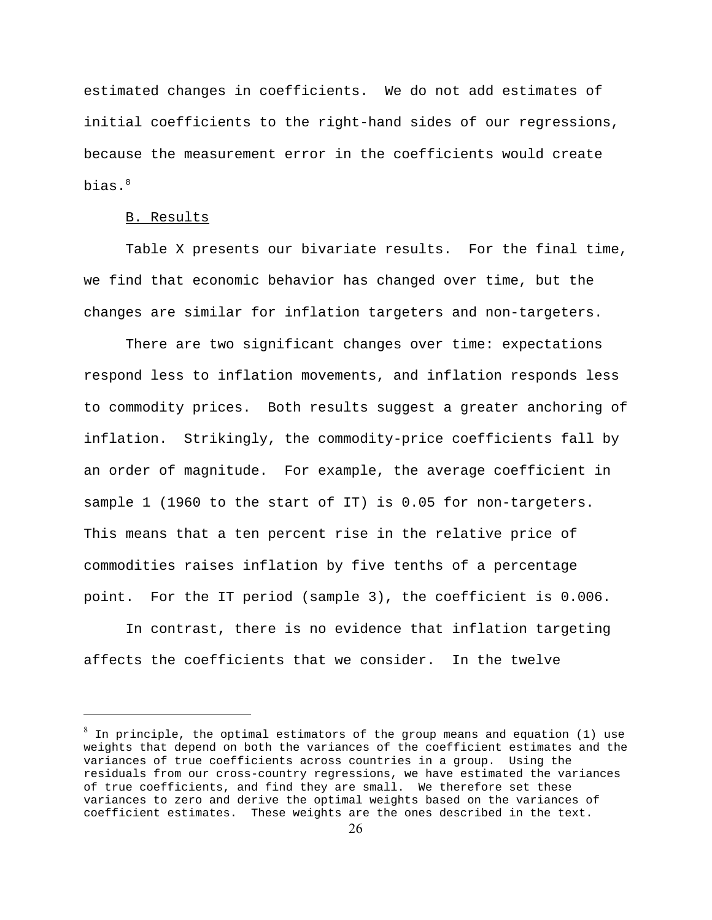estimated changes in coefficients. We do not add estimates of initial coefficients to the right-hand sides of our regressions, because the measurement error in the coefficients would create bias.[8]

B. Results

Table X presents our bivariate results. For the final time, we find that economic behavior has changed over time, but the changes are similar for inflation targeters and non-targeters.

There are two significant changes over time: expectations respond less to inflation movements, and inflation responds less to commodity prices. Both results suggest a greater anchoring of inflation. Strikingly, the commodity-price coefficients fall by an order of magnitude. For example, the average coefficient in sample 1 (1960 to the start of IT) is 0.05 for non-targeters. This means that a ten percent rise in the relative price of commodities raises inflation by five tenths of a percentage point. For the IT period (sample 3), the coefficient is 0.006.

In contrast, there is no evidence that inflation targeting affects the coefficients that we consider. In the twelve

---

[8] In principle, the optimal estimators of the group means and equation (1) use weights that depend on both the variances of the coefficient estimates and the variances of true coefficients across countries in a group. Using the residuals from our cross-country regressions, we have estimated the variances of true coefficients, and find they are small. We therefore set these variances to zero and derive the optimal weights based on the variances of coefficient estimates. These weights are the ones described in the text.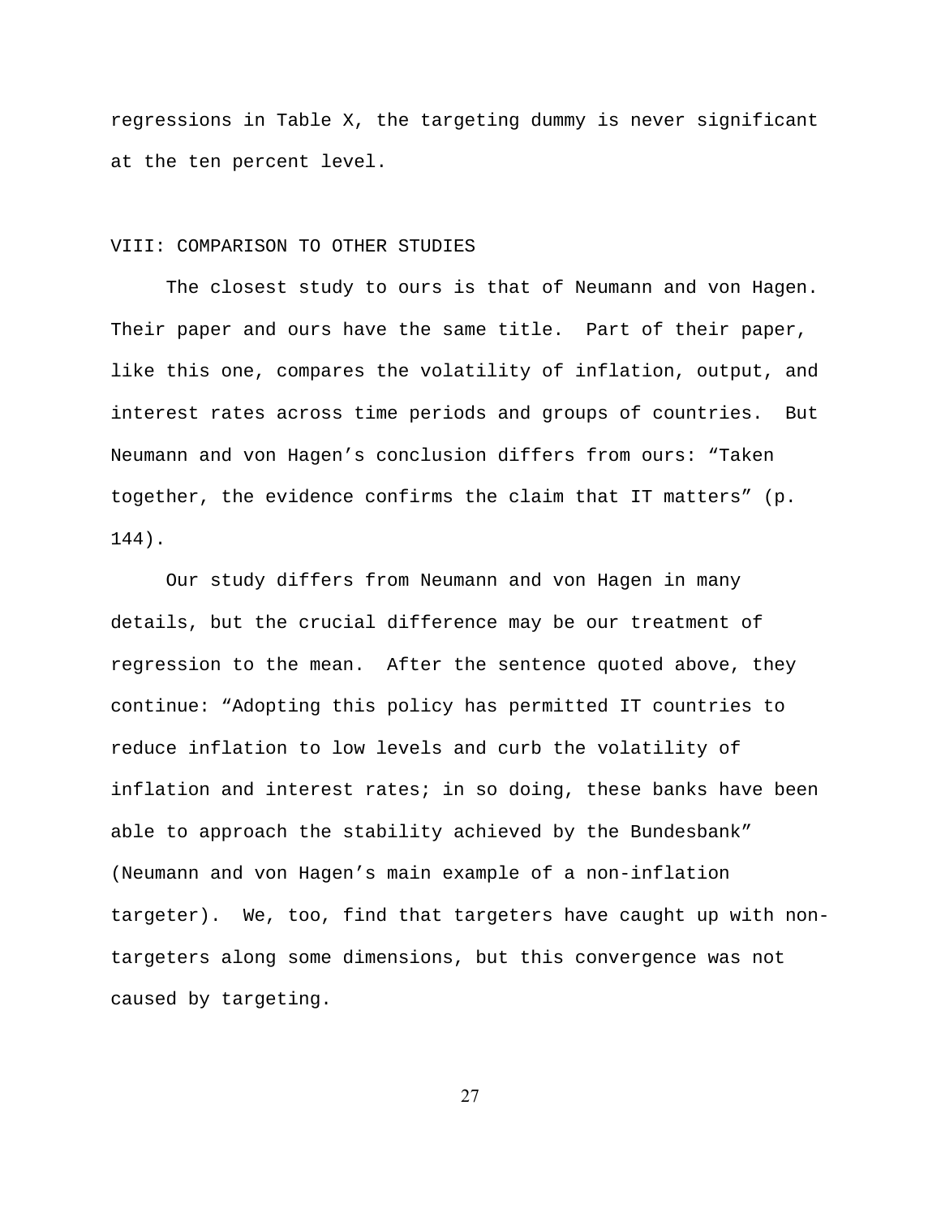regressions in Table X, the targeting dummy is never significant at the ten percent level.

## VIII: COMPARISON TO OTHER STUDIES

The closest study to ours is that of Neumann and von Hagen. Their paper and ours have the same title. Part of their paper, like this one, compares the volatility of inflation, output, and interest rates across time periods and groups of countries. But Neumann and von Hagen's conclusion differs from ours: "Taken together, the evidence confirms the claim that IT matters" (p. 144).

Our study differs from Neumann and von Hagen in many details, but the crucial difference may be our treatment of regression to the mean. After the sentence quoted above, they continue: "Adopting this policy has permitted IT countries to reduce inflation to low levels and curb the volatility of inflation and interest rates; in so doing, these banks have been able to approach the stability achieved by the Bundesbank" (Neumann and von Hagen's main example of a non-inflation targeter). We, too, find that targeters have caught up with non-targeters along some dimensions, but this convergence was not caused by targeting.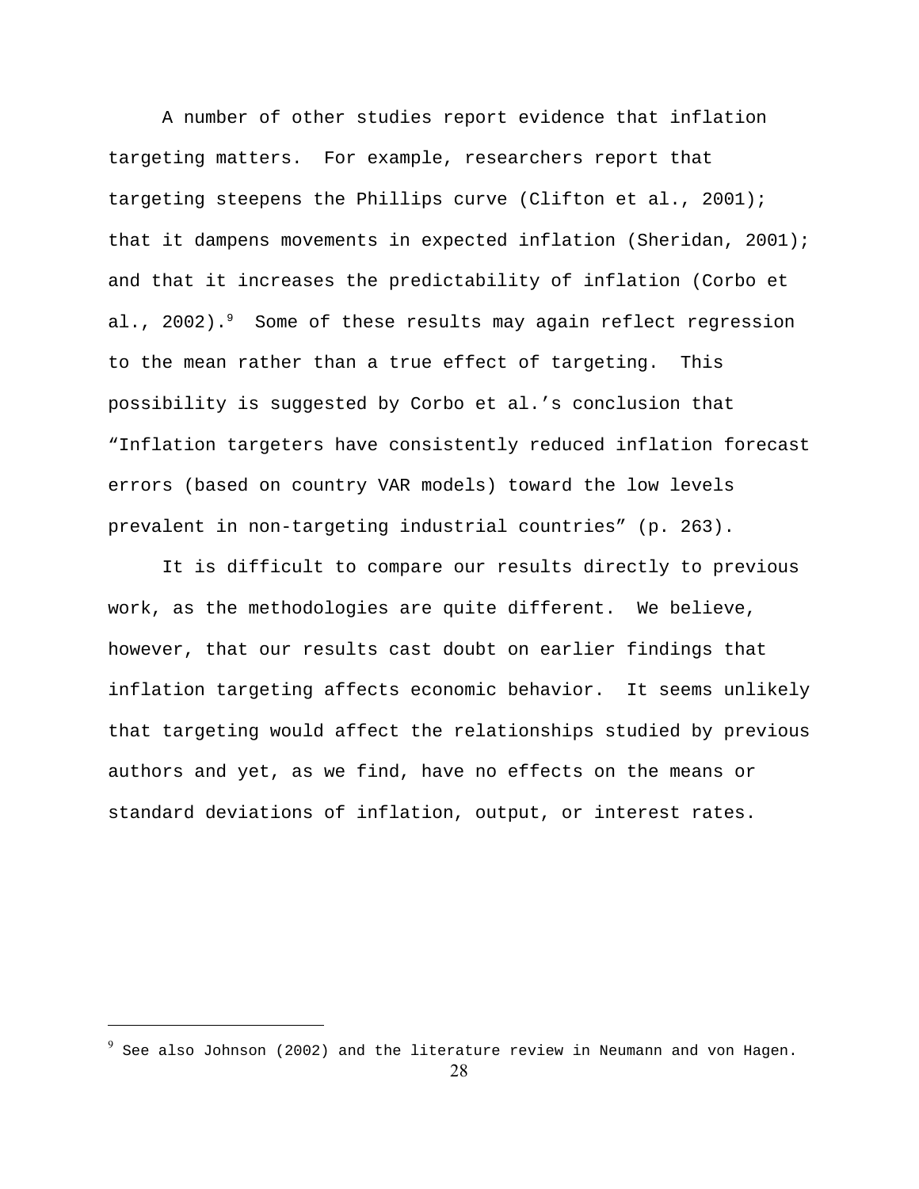A number of other studies report evidence that inflation targeting matters. For example, researchers report that targeting steepens the Phillips curve (Clifton et al., 2001); that it dampens movements in expected inflation (Sheridan, 2001); and that it increases the predictability of inflation (Corbo et al., 2002).[9] Some of these results may again reflect regression to the mean rather than a true effect of targeting. This possibility is suggested by Corbo et al.'s conclusion that "Inflation targeters have consistently reduced inflation forecast errors (based on country VAR models) toward the low levels prevalent in non-targeting industrial countries" (p. 263).

It is difficult to compare our results directly to previous work, as the methodologies are quite different. We believe, however, that our results cast doubt on earlier findings that inflation targeting affects economic behavior. It seems unlikely that targeting would affect the relationships studied by previous authors and yet, as we find, have no effects on the means or standard deviations of inflation, output, or interest rates.

---

[9] See also Johnson (2002) and the literature review in Neumann and von Hagen.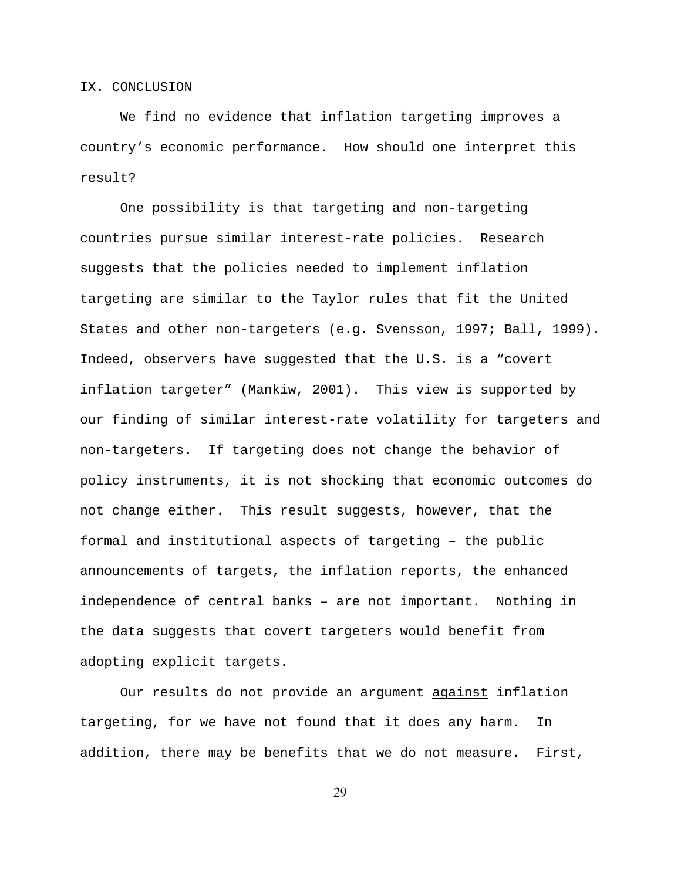## IX. CONCLUSION

We find no evidence that inflation targeting improves a country's economic performance. How should one interpret this result?

One possibility is that targeting and non-targeting countries pursue similar interest-rate policies. Research suggests that the policies needed to implement inflation targeting are similar to the Taylor rules that fit the United States and other non-targeters (e.g. Svensson, 1997; Ball, 1999). Indeed, observers have suggested that the U.S. is a "covert inflation targeter" (Mankiw, 2001). This view is supported by our finding of similar interest-rate volatility for targeters and non-targeters. If targeting does not change the behavior of policy instruments, it is not shocking that economic outcomes do not change either. This result suggests, however, that the formal and institutional aspects of targeting – the public announcements of targets, the inflation reports, the enhanced independence of central banks – are not important. Nothing in the data suggests that covert targeters would benefit from adopting explicit targets.

Our results do not provide an argument <u>against</u> inflation targeting, for we have not found that it does any harm. In addition, there may be benefits that we do not measure. First,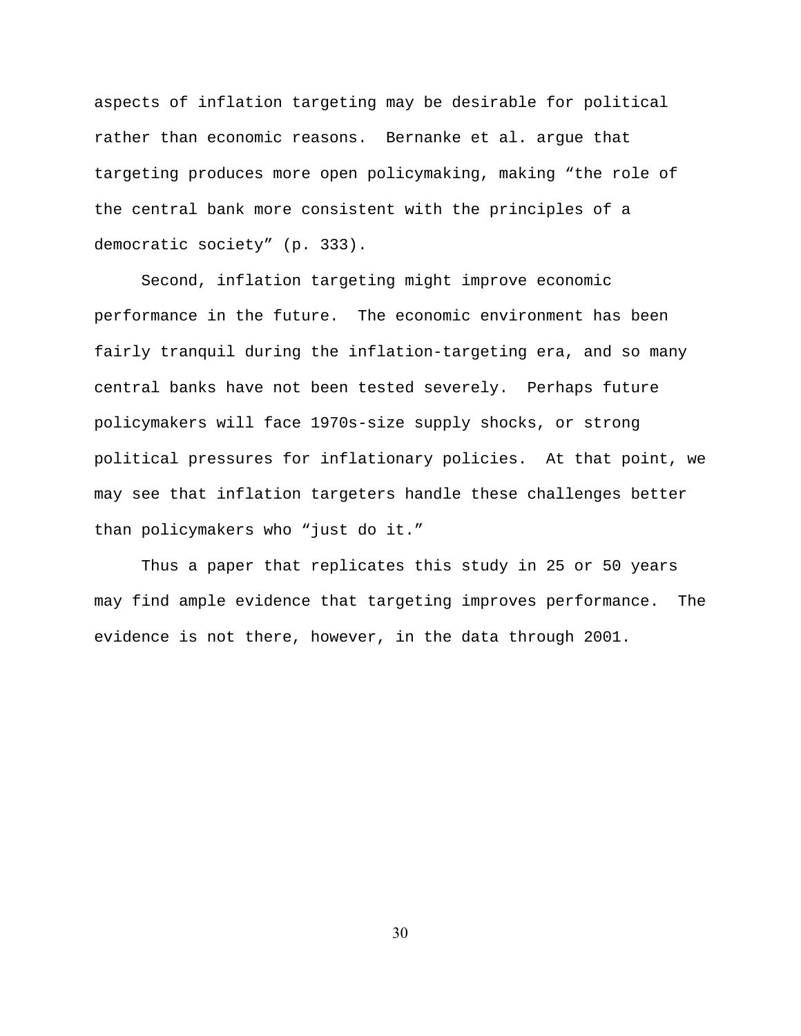aspects of inflation targeting may be desirable for political rather than economic reasons. Bernanke et al. argue that targeting produces more open policymaking, making "the role of the central bank more consistent with the principles of a democratic society" (p. 333).

Second, inflation targeting might improve economic performance in the future. The economic environment has been fairly tranquil during the inflation-targeting era, and so many central banks have not been tested severely. Perhaps future policymakers will face 1970s-size supply shocks, or strong political pressures for inflationary policies. At that point, we may see that inflation targeters handle these challenges better than policymakers who "just do it."

Thus a paper that replicates this study in 25 or 50 years may find ample evidence that targeting improves performance. The evidence is not there, however, in the data through 2001.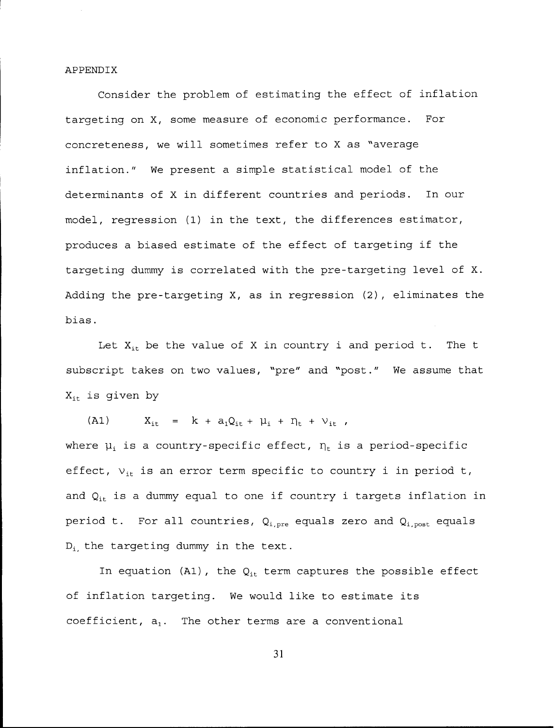## APPENDIX

Consider the problem of estimating the effect of inflation targeting on X, some measure of economic performance. For concreteness, we will sometimes refer to X as "average inflation." We present a simple statistical model of the determinants of X in different countries and periods. In our model, regression (1) in the text, the differences estimator, produces a biased estimate of the effect of targeting if the targeting dummy is correlated with the pre-targeting level of X. Adding the pre-targeting X, as in regression (2), eliminates the bias.

Let $X_{it}$ be the value of X in country i and period t. The t subscript takes on two values, "pre" and "post." We assume that $X_{it}$ is given by

$$X_{it} = k + a_1 Q_{it} + \mu_i + \eta_t + \nu_{it} \,, \qquad \text{(A1)}$$

where $\mu_i$ is a country-specific effect, $\eta_t$ is a period-specific effect, $\nu_{it}$ is an error term specific to country i in period t, and $Q_{it}$ is a dummy equal to one if country i targets inflation in period t. For all countries, $Q_{i,pre}$ equals zero and $Q_{i,post}$ equals $D_i$, the targeting dummy in the text.

In equation (A1), the $Q_{it}$ term captures the possible effect of inflation targeting. We would like to estimate its coefficient, $a_1$. The other terms are a conventional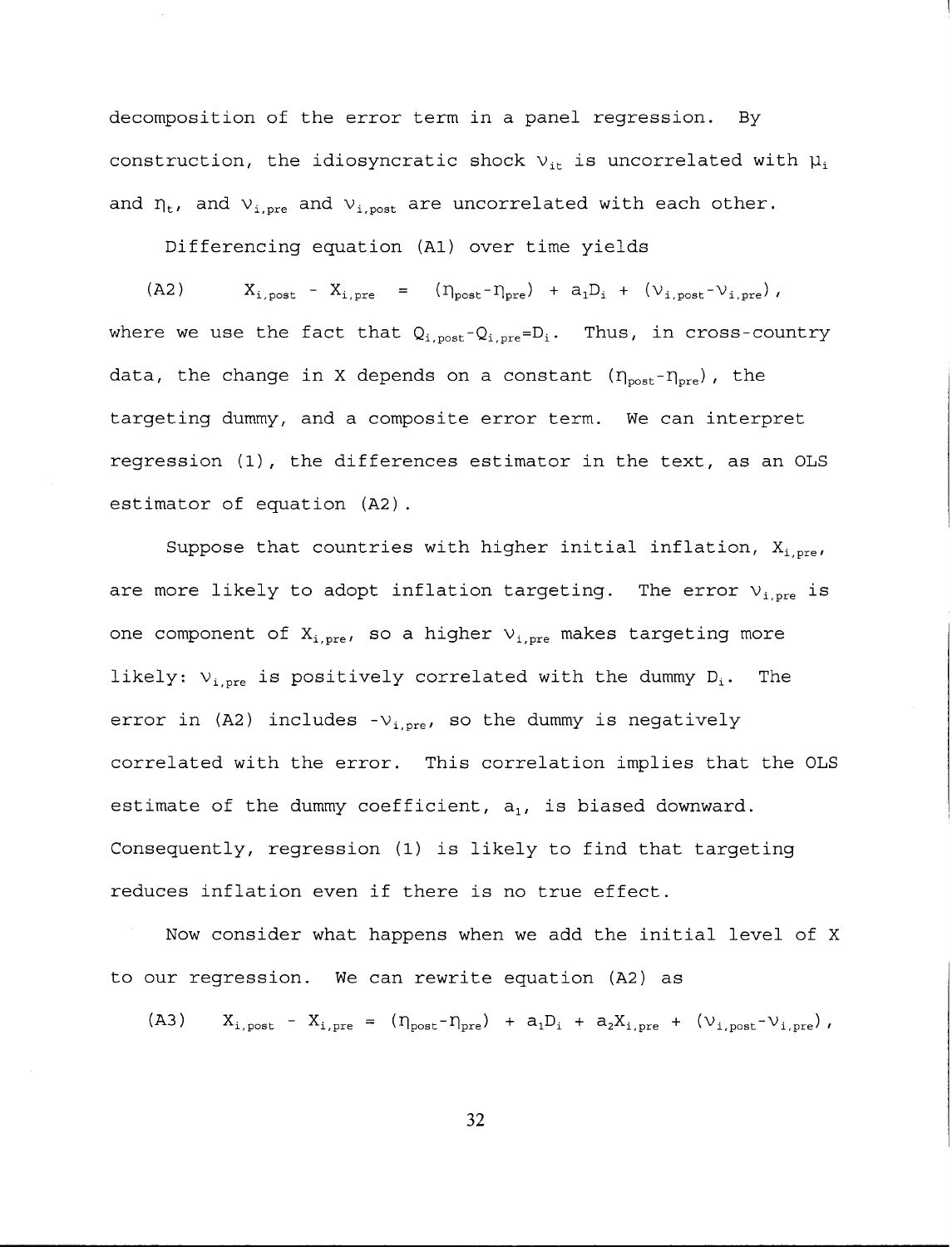decomposition of the error term in a panel regression. By construction, the idiosyncratic shock $\nu_{it}$ is uncorrelated with $\mu_i$ and $\eta_t$, and $\nu_{i,pre}$ and $\nu_{i,post}$ are uncorrelated with each other.

Differencing equation (A1) over time yields

$$\text{(A2)} \qquad X_{i,post} - X_{i,pre} = (\eta_{post}-\eta_{pre}) + a_1 D_i + (\nu_{i,post}-\nu_{i,pre}),$$

where we use the fact that $Q_{i,post}-Q_{i,pre}=D_i$. Thus, in cross-country data, the change in X depends on a constant $(\eta_{post}-\eta_{pre})$, the targeting dummy, and a composite error term. We can interpret regression (1), the differences estimator in the text, as an OLS estimator of equation (A2).

Suppose that countries with higher initial inflation, $X_{i,pre}$, are more likely to adopt inflation targeting. The error $\nu_{i,pre}$ is one component of $X_{i,pre}$, so a higher $\nu_{i,pre}$ makes targeting more likely: $\nu_{i,pre}$ is positively correlated with the dummy $D_i$. The error in (A2) includes $-\nu_{i,pre}$, so the dummy is negatively correlated with the error. This correlation implies that the OLS estimate of the dummy coefficient, $a_1$, is biased downward. Consequently, regression (1) is likely to find that targeting reduces inflation even if there is no true effect.

Now consider what happens when we add the initial level of X to our regression. We can rewrite equation (A2) as

$$\text{(A3)} \qquad X_{i,post} - X_{i,pre} = (\eta_{post}-\eta_{pre}) + a_1 D_i + a_2 X_{i,pre} + (\nu_{i,post}-\nu_{i,pre}),$$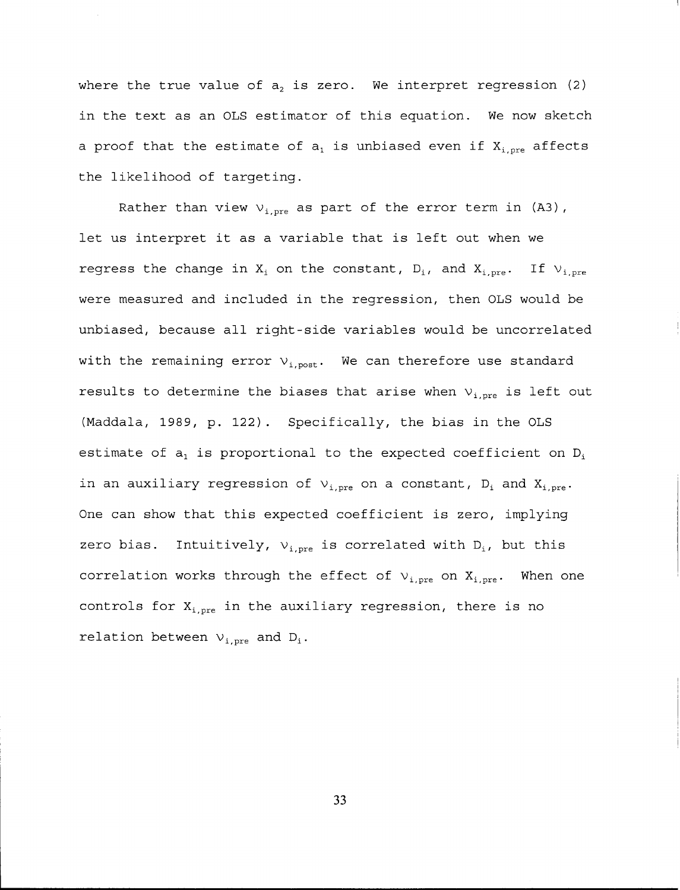where the true value of $a_2$ is zero. We interpret regression (2) in the text as an OLS estimator of this equation. We now sketch a proof that the estimate of $a_1$ is unbiased even if $X_{i,pre}$ affects the likelihood of targeting.

Rather than view $\nu_{i,pre}$ as part of the error term in (A3), let us interpret it as a variable that is left out when we regress the change in $X_i$ on the constant, $D_i$, and $X_{i,pre}$. If $\nu_{i,pre}$ were measured and included in the regression, then OLS would be unbiased, because all right-side variables would be uncorrelated with the remaining error $\nu_{i,post}$. We can therefore use standard results to determine the biases that arise when $\nu_{i,pre}$ is left out (Maddala, 1989, p. 122). Specifically, the bias in the OLS estimate of $a_1$ is proportional to the expected coefficient on $D_i$ in an auxiliary regression of $\nu_{i,pre}$ on a constant, $D_i$ and $X_{i,pre}$. One can show that this expected coefficient is zero, implying zero bias. Intuitively, $\nu_{i,pre}$ is correlated with $D_i$, but this correlation works through the effect of $\nu_{i,pre}$ on $X_{i,pre}$. When one controls for $X_{i,pre}$ in the auxiliary regression, there is no relation between $\nu_{i,pre}$ and $D_i$.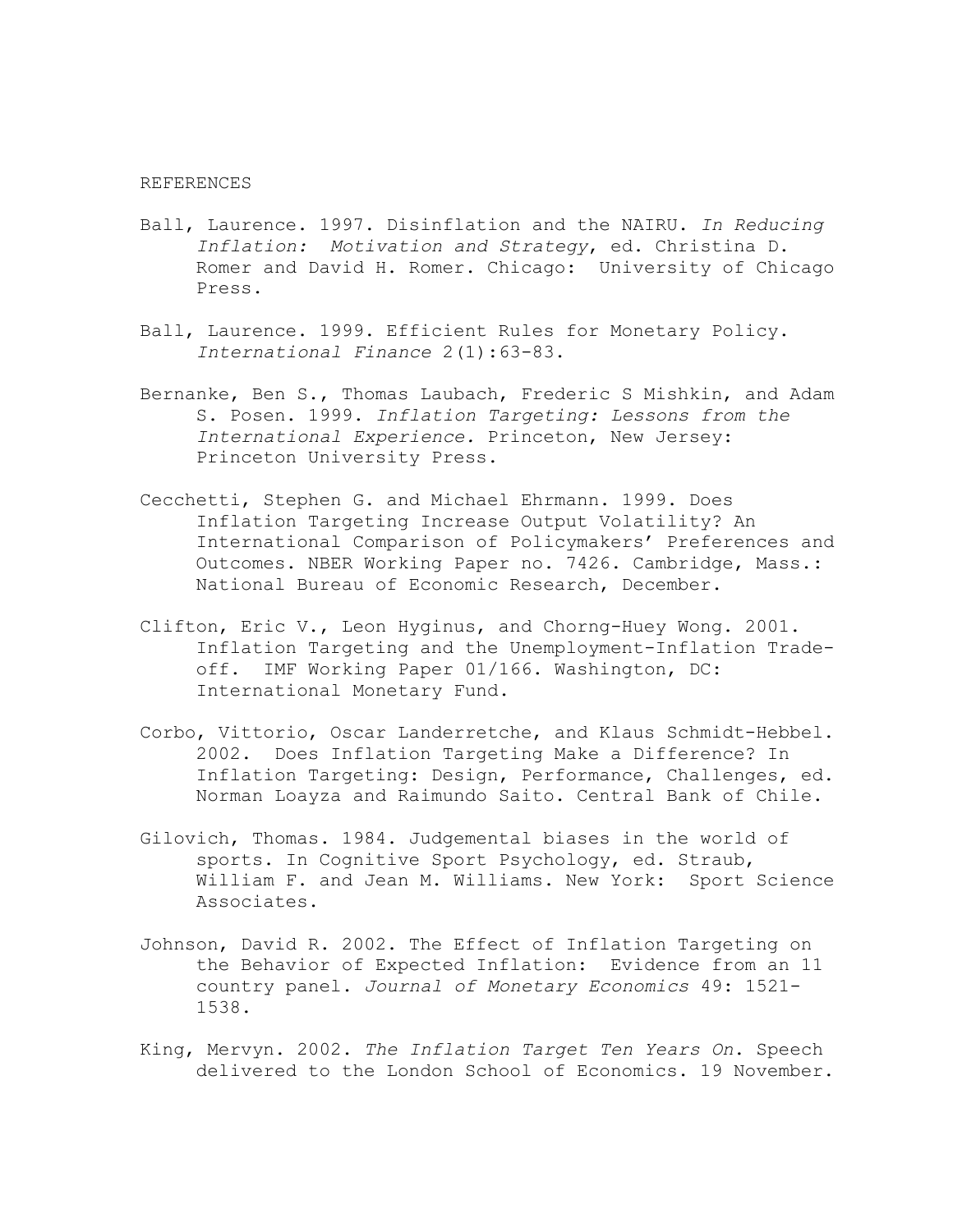REFERENCES

Ball, Laurence. 1997. Disinflation and the NAIRU. *In Reducing Inflation: Motivation and Strategy*, ed. Christina D. Romer and David H. Romer. Chicago: University of Chicago Press.

Ball, Laurence. 1999. Efficient Rules for Monetary Policy. *International Finance* 2(1):63-83.

Bernanke, Ben S., Thomas Laubach, Frederic S Mishkin, and Adam S. Posen. 1999. *Inflation Targeting: Lessons from the International Experience.* Princeton, New Jersey: Princeton University Press.

Cecchetti, Stephen G. and Michael Ehrmann. 1999. Does Inflation Targeting Increase Output Volatility? An International Comparison of Policymakers' Preferences and Outcomes. NBER Working Paper no. 7426. Cambridge, Mass.: National Bureau of Economic Research, December.

Clifton, Eric V., Leon Hyginus, and Chorng-Huey Wong. 2001. Inflation Targeting and the Unemployment-Inflation Trade-off. IMF Working Paper 01/166. Washington, DC: International Monetary Fund.

Corbo, Vittorio, Oscar Landerretche, and Klaus Schmidt-Hebbel. 2002. Does Inflation Targeting Make a Difference? In Inflation Targeting: Design, Performance, Challenges, ed. Norman Loayza and Raimundo Saito. Central Bank of Chile.

Gilovich, Thomas. 1984. Judgemental biases in the world of sports. In Cognitive Sport Psychology, ed. Straub, William F. and Jean M. Williams. New York: Sport Science Associates.

Johnson, David R. 2002. The Effect of Inflation Targeting on the Behavior of Expected Inflation: Evidence from an 11 country panel. *Journal of Monetary Economics* 49: 1521-1538.

King, Mervyn. 2002. *The Inflation Target Ten Years On*. Speech delivered to the London School of Economics. 19 November.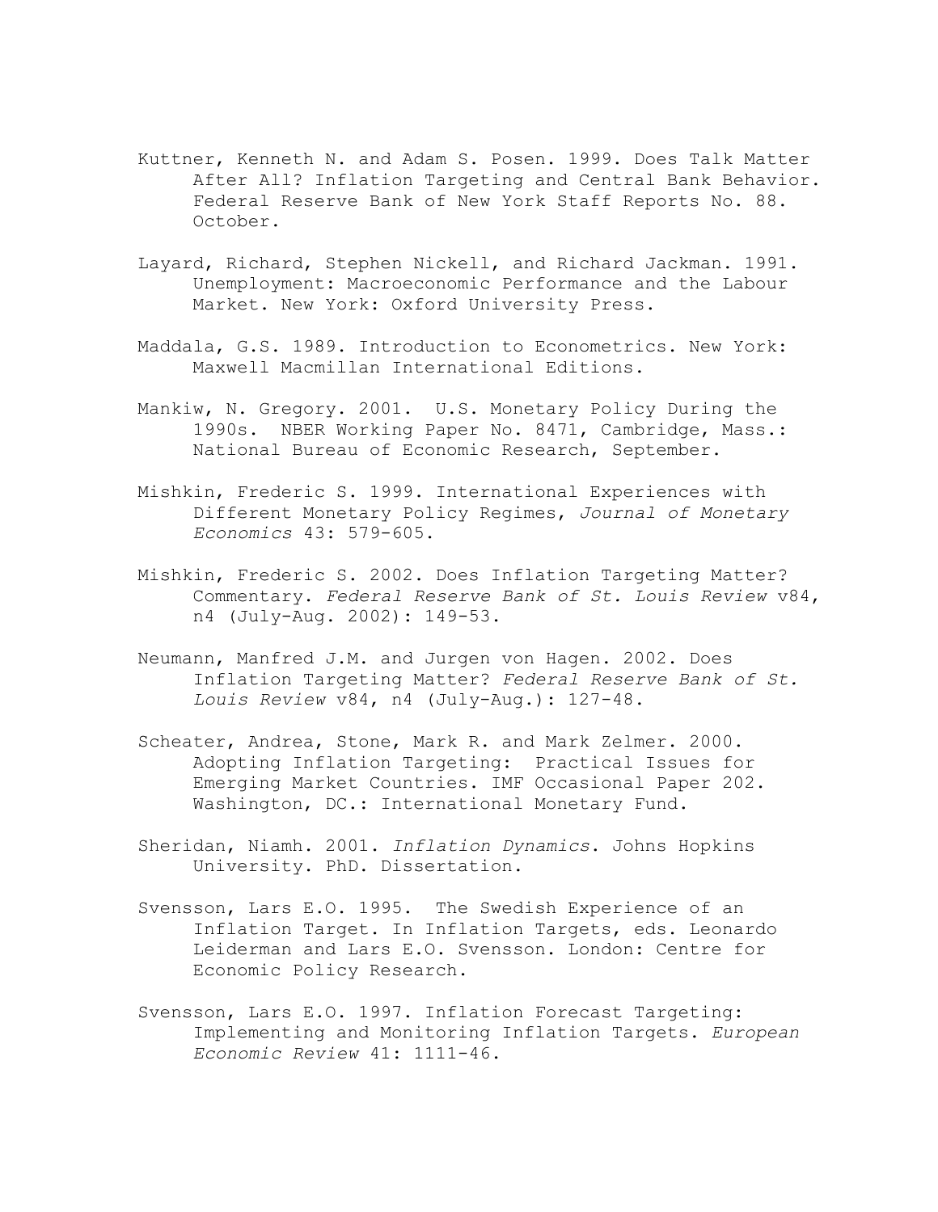Kuttner, Kenneth N. and Adam S. Posen. 1999. Does Talk Matter After All? Inflation Targeting and Central Bank Behavior. Federal Reserve Bank of New York Staff Reports No. 88. October.

Layard, Richard, Stephen Nickell, and Richard Jackman. 1991. Unemployment: Macroeconomic Performance and the Labour Market. New York: Oxford University Press.

Maddala, G.S. 1989. Introduction to Econometrics. New York: Maxwell Macmillan International Editions.

Mankiw, N. Gregory. 2001. U.S. Monetary Policy During the 1990s. NBER Working Paper No. 8471, Cambridge, Mass.: National Bureau of Economic Research, September.

Mishkin, Frederic S. 1999. International Experiences with Different Monetary Policy Regimes, *Journal of Monetary Economics* 43: 579-605.

Mishkin, Frederic S. 2002. Does Inflation Targeting Matter? Commentary. *Federal Reserve Bank of St. Louis Review* v84, n4 (July-Aug. 2002): 149-53.

Neumann, Manfred J.M. and Jurgen von Hagen. 2002. Does Inflation Targeting Matter? *Federal Reserve Bank of St. Louis Review* v84, n4 (July-Aug.): 127-48.

Scheater, Andrea, Stone, Mark R. and Mark Zelmer. 2000. Adopting Inflation Targeting: Practical Issues for Emerging Market Countries. IMF Occasional Paper 202. Washington, DC.: International Monetary Fund.

Sheridan, Niamh. 2001. *Inflation Dynamics*. Johns Hopkins University. PhD. Dissertation.

Svensson, Lars E.O. 1995. The Swedish Experience of an Inflation Target. In Inflation Targets, eds. Leonardo Leiderman and Lars E.O. Svensson. London: Centre for Economic Policy Research.

Svensson, Lars E.O. 1997. Inflation Forecast Targeting: Implementing and Monitoring Inflation Targets. *European Economic Review* 41: 1111-46.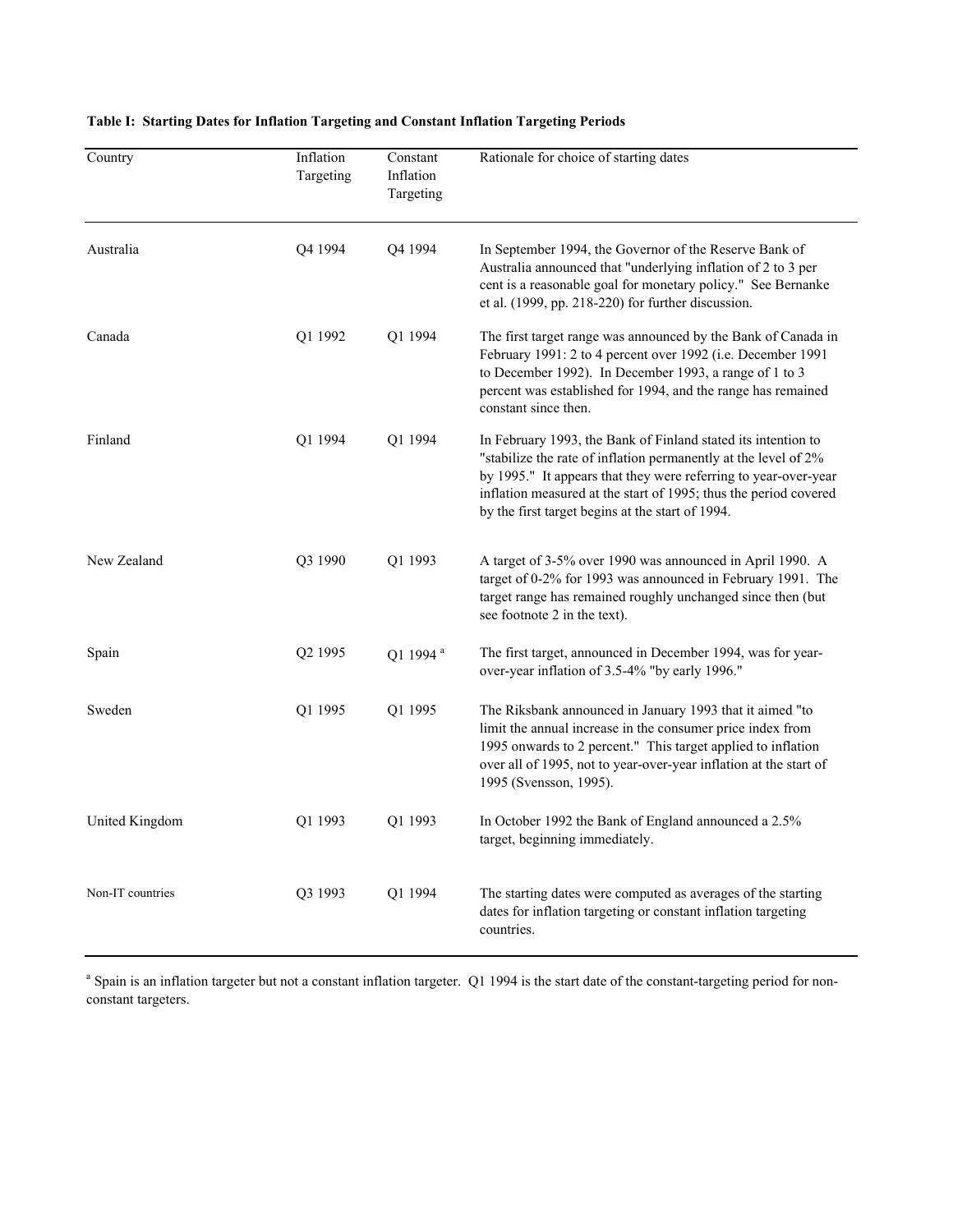**Table I: Starting Dates for Inflation Targeting and Constant Inflation Targeting Periods**

| Country | Inflation Targeting | Constant Inflation Targeting | Rationale for choice of starting dates |
|---|---|---|---|
| Australia | Q4 1994 | Q4 1994 | In September 1994, the Governor of the Reserve Bank of Australia announced that "underlying inflation of 2 to 3 per cent is a reasonable goal for monetary policy." See Bernanke et al. (1999, pp. 218-220) for further discussion. |
| Canada | Q1 1992 | Q1 1994 | The first target range was announced by the Bank of Canada in February 1991: 2 to 4 percent over 1992 (i.e. December 1991 to December 1992). In December 1993, a range of 1 to 3 percent was established for 1994, and the range has remained constant since then. |
| Finland | Q1 1994 | Q1 1994 | In February 1993, the Bank of Finland stated its intention to "stabilize the rate of inflation permanently at the level of 2% by 1995." It appears that they were referring to year-over-year inflation measured at the start of 1995; thus the period covered by the first target begins at the start of 1994. |
| New Zealand | Q3 1990 | Q1 1993 | A target of 3-5% over 1990 was announced in April 1990. A target of 0-2% for 1993 was announced in February 1991. The target range has remained roughly unchanged since then (but see footnote 2 in the text). |
| Spain | Q2 1995 | Q1 1994 [a] | The first target, announced in December 1994, was for year-over-year inflation of 3.5-4% "by early 1996." |
| Sweden | Q1 1995 | Q1 1995 | The Riksbank announced in January 1993 that it aimed "to limit the annual increase in the consumer price index from 1995 onwards to 2 percent." This target applied to inflation over all of 1995, not to year-over-year inflation at the start of 1995 (Svensson, 1995). |
| United Kingdom | Q1 1993 | Q1 1993 | In October 1992 the Bank of England announced a 2.5% target, beginning immediately. |
| Non-IT countries | Q3 1993 | Q1 1994 | The starting dates were computed as averages of the starting dates for inflation targeting or constant inflation targeting countries. |

[a] Spain is an inflation targeter but not a constant inflation targeter. Q1 1994 is the start date of the constant-targeting period for non-constant targeters.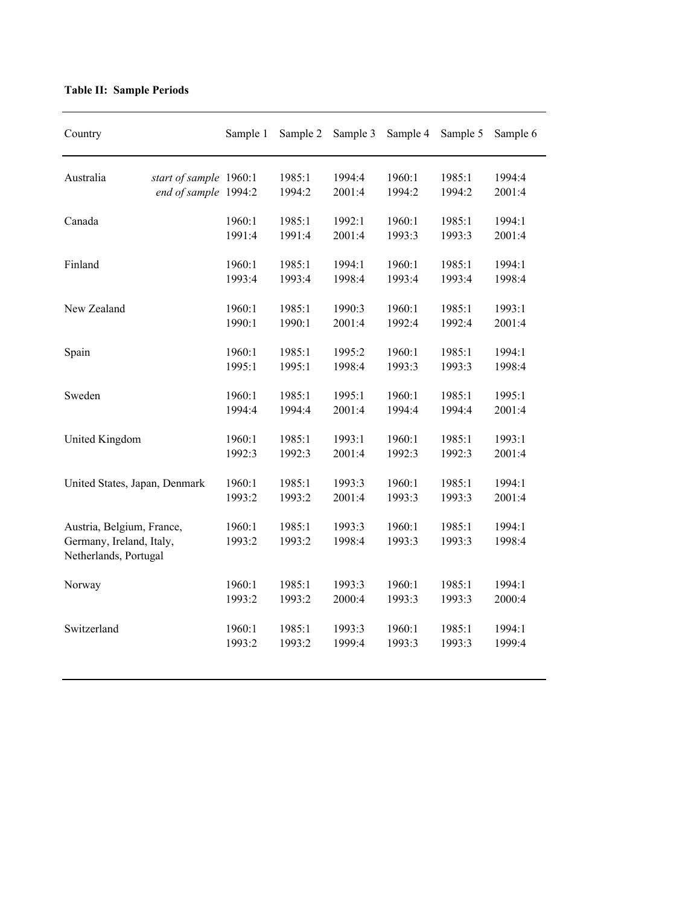**Table II: Sample Periods**

| Country | | Sample 1 | Sample 2 | Sample 3 | Sample 4 | Sample 5 | Sample 6 |
|---|---|---|---|---|---|---|---|
| Australia | *start of sample* | 1960:1 | 1985:1 | 1994:4 | 1960:1 | 1985:1 | 1994:4 |
| | *end of sample* | 1994:2 | 1994:2 | 2001:4 | 1994:2 | 1994:2 | 2001:4 |
| Canada | | 1960:1 | 1985:1 | 1992:1 | 1960:1 | 1985:1 | 1994:1 |
| | | 1991:4 | 1991:4 | 2001:4 | 1993:3 | 1993:3 | 2001:4 |
| Finland | | 1960:1 | 1985:1 | 1994:1 | 1960:1 | 1985:1 | 1994:1 |
| | | 1993:4 | 1993:4 | 1998:4 | 1993:4 | 1993:4 | 1998:4 |
| New Zealand | | 1960:1 | 1985:1 | 1990:3 | 1960:1 | 1985:1 | 1993:1 |
| | | 1990:1 | 1990:1 | 2001:4 | 1992:4 | 1992:4 | 2001:4 |
| Spain | | 1960:1 | 1985:1 | 1995:2 | 1960:1 | 1985:1 | 1994:1 |
| | | 1995:1 | 1995:1 | 1998:4 | 1993:3 | 1993:3 | 1998:4 |
| Sweden | | 1960:1 | 1985:1 | 1995:1 | 1960:1 | 1985:1 | 1995:1 |
| | | 1994:4 | 1994:4 | 2001:4 | 1994:4 | 1994:4 | 2001:4 |
| United Kingdom | | 1960:1 | 1985:1 | 1993:1 | 1960:1 | 1985:1 | 1993:1 |
| | | 1992:3 | 1992:3 | 2001:4 | 1992:3 | 1992:3 | 2001:4 |
| United States, Japan, Denmark | | 1960:1 | 1985:1 | 1993:3 | 1960:1 | 1985:1 | 1994:1 |
| | | 1993:2 | 1993:2 | 2001:4 | 1993:3 | 1993:3 | 2001:4 |
| Austria, Belgium, France, Germany, Ireland, Italy, Netherlands, Portugal | | 1960:1 | 1985:1 | 1993:3 | 1960:1 | 1985:1 | 1994:1 |
| | | 1993:2 | 1993:2 | 1998:4 | 1993:3 | 1993:3 | 1998:4 |
| Norway | | 1960:1 | 1985:1 | 1993:3 | 1960:1 | 1985:1 | 1994:1 |
| | | 1993:2 | 1993:2 | 2000:4 | 1993:3 | 1993:3 | 2000:4 |
| Switzerland | | 1960:1 | 1985:1 | 1993:3 | 1960:1 | 1985:1 | 1994:1 |
| | | 1993:2 | 1993:2 | 1999:4 | 1993:3 | 1993:3 | 1999:4 |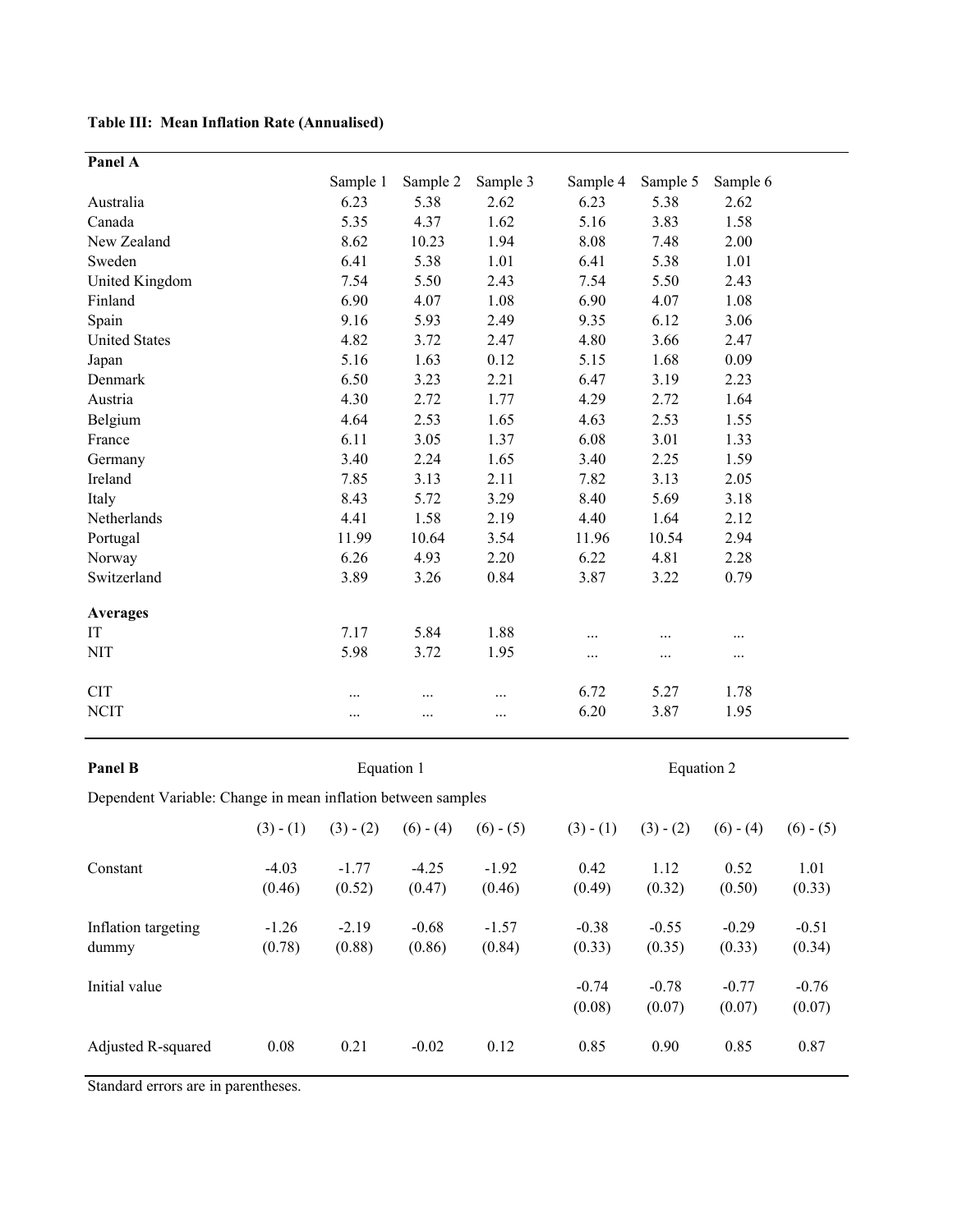**Table III: Mean Inflation Rate (Annualised)**

**Panel A**

| | Sample 1 | Sample 2 | Sample 3 | Sample 4 | Sample 5 | Sample 6 |
|---|---|---|---|---|---|---|
| Australia | 6.23 | 5.38 | 2.62 | 6.23 | 5.38 | 2.62 |
| Canada | 5.35 | 4.37 | 1.62 | 5.16 | 3.83 | 1.58 |
| New Zealand | 8.62 | 10.23 | 1.94 | 8.08 | 7.48 | 2.00 |
| Sweden | 6.41 | 5.38 | 1.01 | 6.41 | 5.38 | 1.01 |
| United Kingdom | 7.54 | 5.50 | 2.43 | 7.54 | 5.50 | 2.43 |
| Finland | 6.90 | 4.07 | 1.08 | 6.90 | 4.07 | 1.08 |
| Spain | 9.16 | 5.93 | 2.49 | 9.35 | 6.12 | 3.06 |
| United States | 4.82 | 3.72 | 2.47 | 4.80 | 3.66 | 2.47 |
| Japan | 5.16 | 1.63 | 0.12 | 5.15 | 1.68 | 0.09 |
| Denmark | 6.50 | 3.23 | 2.21 | 6.47 | 3.19 | 2.23 |
| Austria | 4.30 | 2.72 | 1.77 | 4.29 | 2.72 | 1.64 |
| Belgium | 4.64 | 2.53 | 1.65 | 4.63 | 2.53 | 1.55 |
| France | 6.11 | 3.05 | 1.37 | 6.08 | 3.01 | 1.33 |
| Germany | 3.40 | 2.24 | 1.65 | 3.40 | 2.25 | 1.59 |
| Ireland | 7.85 | 3.13 | 2.11 | 7.82 | 3.13 | 2.05 |
| Italy | 8.43 | 5.72 | 3.29 | 8.40 | 5.69 | 3.18 |
| Netherlands | 4.41 | 1.58 | 2.19 | 4.40 | 1.64 | 2.12 |
| Portugal | 11.99 | 10.64 | 3.54 | 11.96 | 10.54 | 2.94 |
| Norway | 6.26 | 4.93 | 2.20 | 6.22 | 4.81 | 2.28 |
| Switzerland | 3.89 | 3.26 | 0.84 | 3.87 | 3.22 | 0.79 |
| **Averages** | | | | | | |
| IT | 7.17 | 5.84 | 1.88 | ... | ... | ... |
| NIT | 5.98 | 3.72 | 1.95 | ... | ... | ... |
| CIT | ... | ... | ... | 6.72 | 5.27 | 1.78 |
| NCIT | ... | ... | ... | 6.20 | 3.87 | 1.95 |

**Panel B**

Dependent Variable: Change in mean inflation between samples

| | Equation 1 | | | | Equation 2 | | | |
|---|---|---|---|---|---|---|---|---|
| | (3) - (1) | (3) - (2) | (6) - (4) | (6) - (5) | (3) - (1) | (3) - (2) | (6) - (4) | (6) - (5) |
| Constant | -4.03 | -1.77 | -4.25 | -1.92 | 0.42 | 1.12 | 0.52 | 1.01 |
| | (0.46) | (0.52) | (0.47) | (0.46) | (0.49) | (0.32) | (0.50) | (0.33) |
| Inflation targeting dummy | -1.26 | -2.19 | -0.68 | -1.57 | -0.38 | -0.55 | -0.29 | -0.51 |
| | (0.78) | (0.88) | (0.86) | (0.84) | (0.33) | (0.35) | (0.33) | (0.34) |
| Initial value | | | | | -0.74 | -0.78 | -0.77 | -0.76 |
| | | | | | (0.08) | (0.07) | (0.07) | (0.07) |
| Adjusted R-squared | 0.08 | 0.21 | -0.02 | 0.12 | 0.85 | 0.90 | 0.85 | 0.87 |

Standard errors are in parentheses.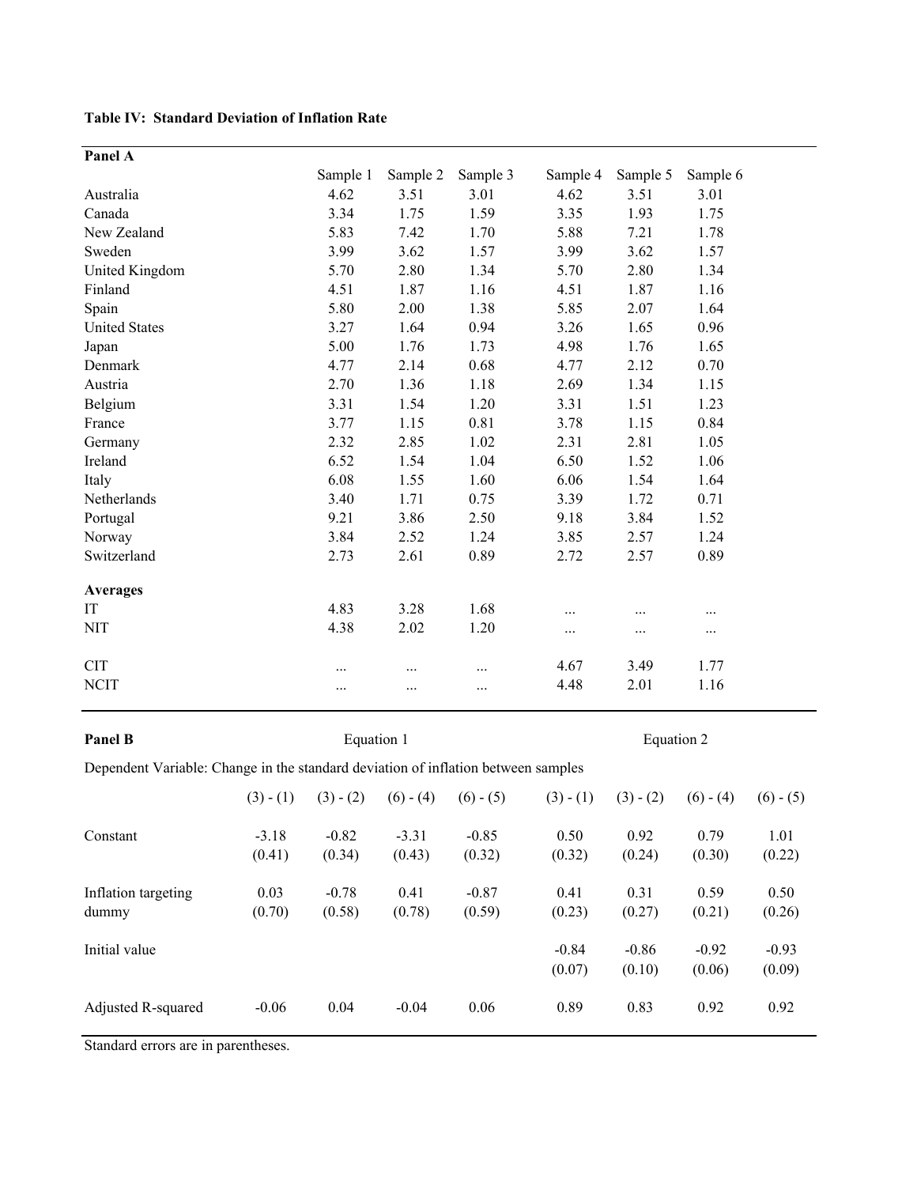**Table IV: Standard Deviation of Inflation Rate**

**Panel A**

| | Sample 1 | Sample 2 | Sample 3 | Sample 4 | Sample 5 | Sample 6 |
|---|---|---|---|---|---|---|
| Australia | 4.62 | 3.51 | 3.01 | 4.62 | 3.51 | 3.01 |
| Canada | 3.34 | 1.75 | 1.59 | 3.35 | 1.93 | 1.75 |
| New Zealand | 5.83 | 7.42 | 1.70 | 5.88 | 7.21 | 1.78 |
| Sweden | 3.99 | 3.62 | 1.57 | 3.99 | 3.62 | 1.57 |
| United Kingdom | 5.70 | 2.80 | 1.34 | 5.70 | 2.80 | 1.34 |
| Finland | 4.51 | 1.87 | 1.16 | 4.51 | 1.87 | 1.16 |
| Spain | 5.80 | 2.00 | 1.38 | 5.85 | 2.07 | 1.64 |
| United States | 3.27 | 1.64 | 0.94 | 3.26 | 1.65 | 0.96 |
| Japan | 5.00 | 1.76 | 1.73 | 4.98 | 1.76 | 1.65 |
| Denmark | 4.77 | 2.14 | 0.68 | 4.77 | 2.12 | 0.70 |
| Austria | 2.70 | 1.36 | 1.18 | 2.69 | 1.34 | 1.15 |
| Belgium | 3.31 | 1.54 | 1.20 | 3.31 | 1.51 | 1.23 |
| France | 3.77 | 1.15 | 0.81 | 3.78 | 1.15 | 0.84 |
| Germany | 2.32 | 2.85 | 1.02 | 2.31 | 2.81 | 1.05 |
| Ireland | 6.52 | 1.54 | 1.04 | 6.50 | 1.52 | 1.06 |
| Italy | 6.08 | 1.55 | 1.60 | 6.06 | 1.54 | 1.64 |
| Netherlands | 3.40 | 1.71 | 0.75 | 3.39 | 1.72 | 0.71 |
| Portugal | 9.21 | 3.86 | 2.50 | 9.18 | 3.84 | 1.52 |
| Norway | 3.84 | 2.52 | 1.24 | 3.85 | 2.57 | 1.24 |
| Switzerland | 2.73 | 2.61 | 0.89 | 2.72 | 2.57 | 0.89 |
| **Averages** | | | | | | |
| IT | 4.83 | 3.28 | 1.68 | ... | ... | ... |
| NIT | 4.38 | 2.02 | 1.20 | ... | ... | ... |
| CIT | ... | ... | ... | 4.67 | 3.49 | 1.77 |
| NCIT | ... | ... | ... | 4.48 | 2.01 | 1.16 |

**Panel B**

Dependent Variable: Change in the standard deviation of inflation between samples

| | Equation 1 | | | | Equation 2 | | | |
|---|---|---|---|---|---|---|---|---|
| | (3) - (1) | (3) - (2) | (6) - (4) | (6) - (5) | (3) - (1) | (3) - (2) | (6) - (4) | (6) - (5) |
| Constant | -3.18 | -0.82 | -3.31 | -0.85 | 0.50 | 0.92 | 0.79 | 1.01 |
| | (0.41) | (0.34) | (0.43) | (0.32) | (0.32) | (0.24) | (0.30) | (0.22) |
| Inflation targeting dummy | 0.03 | -0.78 | 0.41 | -0.87 | 0.41 | 0.31 | 0.59 | 0.50 |
| | (0.70) | (0.58) | (0.78) | (0.59) | (0.23) | (0.27) | (0.21) | (0.26) |
| Initial value | | | | | -0.84 | -0.86 | -0.92 | -0.93 |
| | | | | | (0.07) | (0.10) | (0.06) | (0.09) |
| Adjusted R-squared | -0.06 | 0.04 | -0.04 | 0.06 | 0.89 | 0.83 | 0.92 | 0.92 |

Standard errors are in parentheses.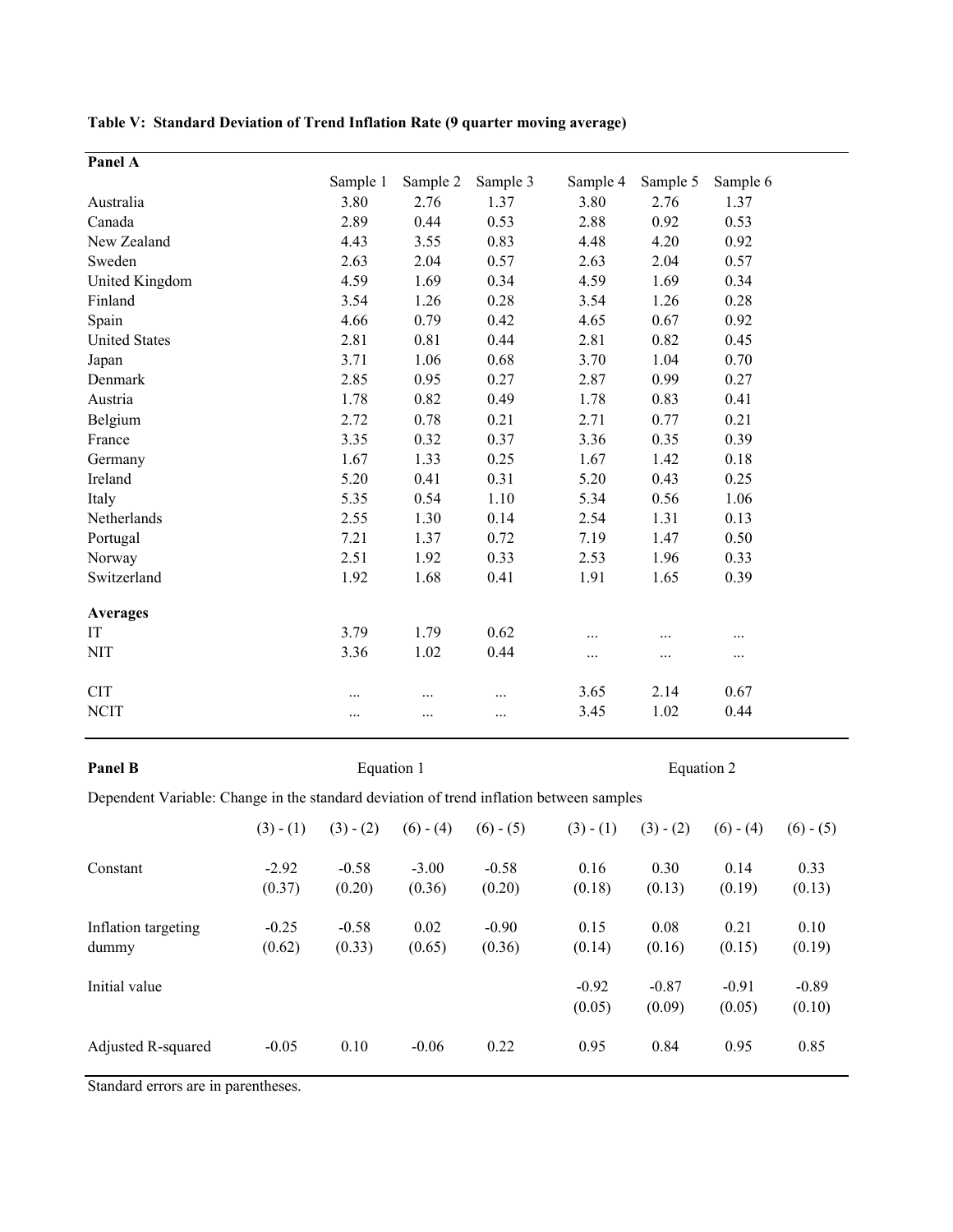**Table V: Standard Deviation of Trend Inflation Rate (9 quarter moving average)**

**Panel A**

| | Sample 1 | Sample 2 | Sample 3 | Sample 4 | Sample 5 | Sample 6 |
|---|---|---|---|---|---|---|
| Australia | 3.80 | 2.76 | 1.37 | 3.80 | 2.76 | 1.37 |
| Canada | 2.89 | 0.44 | 0.53 | 2.88 | 0.92 | 0.53 |
| New Zealand | 4.43 | 3.55 | 0.83 | 4.48 | 4.20 | 0.92 |
| Sweden | 2.63 | 2.04 | 0.57 | 2.63 | 2.04 | 0.57 |
| United Kingdom | 4.59 | 1.69 | 0.34 | 4.59 | 1.69 | 0.34 |
| Finland | 3.54 | 1.26 | 0.28 | 3.54 | 1.26 | 0.28 |
| Spain | 4.66 | 0.79 | 0.42 | 4.65 | 0.67 | 0.92 |
| United States | 2.81 | 0.81 | 0.44 | 2.81 | 0.82 | 0.45 |
| Japan | 3.71 | 1.06 | 0.68 | 3.70 | 1.04 | 0.70 |
| Denmark | 2.85 | 0.95 | 0.27 | 2.87 | 0.99 | 0.27 |
| Austria | 1.78 | 0.82 | 0.49 | 1.78 | 0.83 | 0.41 |
| Belgium | 2.72 | 0.78 | 0.21 | 2.71 | 0.77 | 0.21 |
| France | 3.35 | 0.32 | 0.37 | 3.36 | 0.35 | 0.39 |
| Germany | 1.67 | 1.33 | 0.25 | 1.67 | 1.42 | 0.18 |
| Ireland | 5.20 | 0.41 | 0.31 | 5.20 | 0.43 | 0.25 |
| Italy | 5.35 | 0.54 | 1.10 | 5.34 | 0.56 | 1.06 |
| Netherlands | 2.55 | 1.30 | 0.14 | 2.54 | 1.31 | 0.13 |
| Portugal | 7.21 | 1.37 | 0.72 | 7.19 | 1.47 | 0.50 |
| Norway | 2.51 | 1.92 | 0.33 | 2.53 | 1.96 | 0.33 |
| Switzerland | 1.92 | 1.68 | 0.41 | 1.91 | 1.65 | 0.39 |
| **Averages** | | | | | | |
| IT | 3.79 | 1.79 | 0.62 | ... | ... | ... |
| NIT | 3.36 | 1.02 | 0.44 | ... | ... | ... |
| CIT | ... | ... | ... | 3.65 | 2.14 | 0.67 |
| NCIT | ... | ... | ... | 3.45 | 1.02 | 0.44 |

**Panel B**

Dependent Variable: Change in the standard deviation of trend inflation between samples

| | Equation 1 | | | | Equation 2 | | | |
|---|---|---|---|---|---|---|---|---|
| | (3) - (1) | (3) - (2) | (6) - (4) | (6) - (5) | (3) - (1) | (3) - (2) | (6) - (4) | (6) - (5) |
| Constant | -2.92 | -0.58 | -3.00 | -0.58 | 0.16 | 0.30 | 0.14 | 0.33 |
| | (0.37) | (0.20) | (0.36) | (0.20) | (0.18) | (0.13) | (0.19) | (0.13) |
| Inflation targeting dummy | -0.25 | -0.58 | 0.02 | -0.90 | 0.15 | 0.08 | 0.21 | 0.10 |
| | (0.62) | (0.33) | (0.65) | (0.36) | (0.14) | (0.16) | (0.15) | (0.19) |
| Initial value | | | | | -0.92 | -0.87 | -0.91 | -0.89 |
| | | | | | (0.05) | (0.09) | (0.05) | (0.10) |
| Adjusted R-squared | -0.05 | 0.10 | -0.06 | 0.22 | 0.95 | 0.84 | 0.95 | 0.85 |

Standard errors are in parentheses.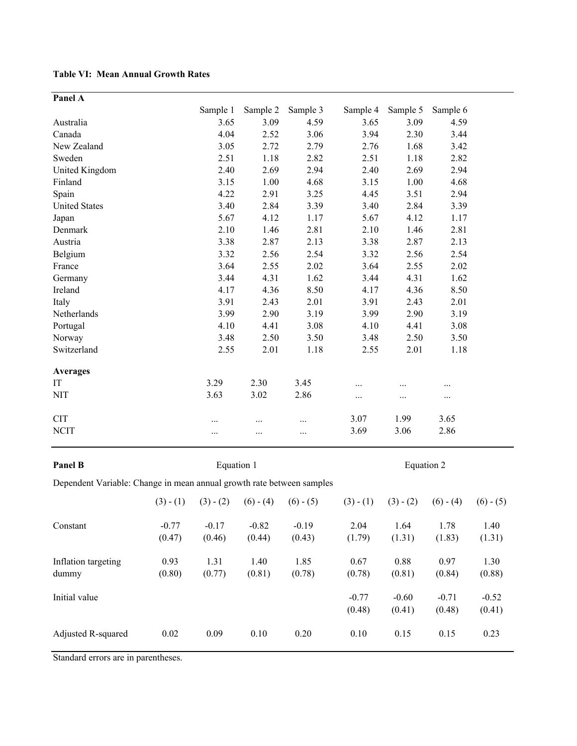**Table VI: Mean Annual Growth Rates**

**Panel A**

| | Sample 1 | Sample 2 | Sample 3 | Sample 4 | Sample 5 | Sample 6 |
|---|---|---|---|---|---|---|
| Australia | 3.65 | 3.09 | 4.59 | 3.65 | 3.09 | 4.59 |
| Canada | 4.04 | 2.52 | 3.06 | 3.94 | 2.30 | 3.44 |
| New Zealand | 3.05 | 2.72 | 2.79 | 2.76 | 1.68 | 3.42 |
| Sweden | 2.51 | 1.18 | 2.82 | 2.51 | 1.18 | 2.82 |
| United Kingdom | 2.40 | 2.69 | 2.94 | 2.40 | 2.69 | 2.94 |
| Finland | 3.15 | 1.00 | 4.68 | 3.15 | 1.00 | 4.68 |
| Spain | 4.22 | 2.91 | 3.25 | 4.45 | 3.51 | 2.94 |
| United States | 3.40 | 2.84 | 3.39 | 3.40 | 2.84 | 3.39 |
| Japan | 5.67 | 4.12 | 1.17 | 5.67 | 4.12 | 1.17 |
| Denmark | 2.10 | 1.46 | 2.81 | 2.10 | 1.46 | 2.81 |
| Austria | 3.38 | 2.87 | 2.13 | 3.38 | 2.87 | 2.13 |
| Belgium | 3.32 | 2.56 | 2.54 | 3.32 | 2.56 | 2.54 |
| France | 3.64 | 2.55 | 2.02 | 3.64 | 2.55 | 2.02 |
| Germany | 3.44 | 4.31 | 1.62 | 3.44 | 4.31 | 1.62 |
| Ireland | 4.17 | 4.36 | 8.50 | 4.17 | 4.36 | 8.50 |
| Italy | 3.91 | 2.43 | 2.01 | 3.91 | 2.43 | 2.01 |
| Netherlands | 3.99 | 2.90 | 3.19 | 3.99 | 2.90 | 3.19 |
| Portugal | 4.10 | 4.41 | 3.08 | 4.10 | 4.41 | 3.08 |
| Norway | 3.48 | 2.50 | 3.50 | 3.48 | 2.50 | 3.50 |
| Switzerland | 2.55 | 2.01 | 1.18 | 2.55 | 2.01 | 1.18 |
| **Averages** | | | | | | |
| IT | 3.29 | 2.30 | 3.45 | ... | ... | ... |
| NIT | 3.63 | 3.02 | 2.86 | ... | ... | ... |
| CIT | ... | ... | ... | 3.07 | 1.99 | 3.65 |
| NCIT | ... | ... | ... | 3.69 | 3.06 | 2.86 |

**Panel B**

Dependent Variable: Change in mean annual growth rate between samples

| | Equation 1 | | | | Equation 2 | | | |
|---|---|---|---|---|---|---|---|---|
| | (3) - (1) | (3) - (2) | (6) - (4) | (6) - (5) | (3) - (1) | (3) - (2) | (6) - (4) | (6) - (5) |
| Constant | -0.77 | -0.17 | -0.82 | -0.19 | 2.04 | 1.64 | 1.78 | 1.40 |
| | (0.47) | (0.46) | (0.44) | (0.43) | (1.79) | (1.31) | (1.83) | (1.31) |
| Inflation targeting dummy | 0.93 | 1.31 | 1.40 | 1.85 | 0.67 | 0.88 | 0.97 | 1.30 |
| | (0.80) | (0.77) | (0.81) | (0.78) | (0.78) | (0.81) | (0.84) | (0.88) |
| Initial value | | | | | -0.77 | -0.60 | -0.71 | -0.52 |
| | | | | | (0.48) | (0.41) | (0.48) | (0.41) |
| Adjusted R-squared | 0.02 | 0.09 | 0.10 | 0.20 | 0.10 | 0.15 | 0.15 | 0.23 |

Standard errors are in parentheses.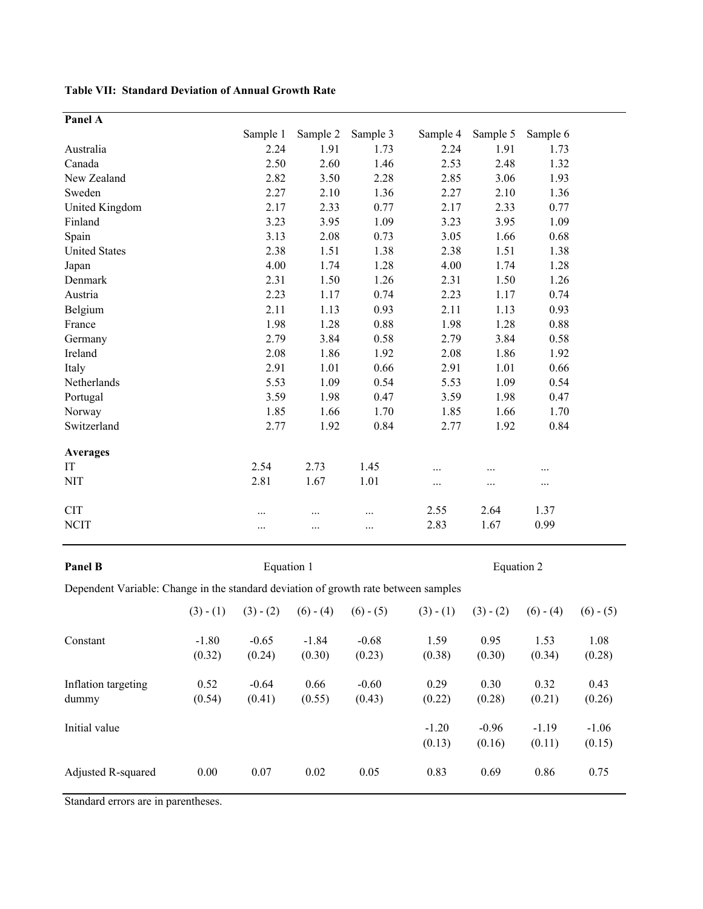**Table VII: Standard Deviation of Annual Growth Rate**

**Panel A**

| | Sample 1 | Sample 2 | Sample 3 | Sample 4 | Sample 5 | Sample 6 |
|---|---|---|---|---|---|---|
| Australia | 2.24 | 1.91 | 1.73 | 2.24 | 1.91 | 1.73 |
| Canada | 2.50 | 2.60 | 1.46 | 2.53 | 2.48 | 1.32 |
| New Zealand | 2.82 | 3.50 | 2.28 | 2.85 | 3.06 | 1.93 |
| Sweden | 2.27 | 2.10 | 1.36 | 2.27 | 2.10 | 1.36 |
| United Kingdom | 2.17 | 2.33 | 0.77 | 2.17 | 2.33 | 0.77 |
| Finland | 3.23 | 3.95 | 1.09 | 3.23 | 3.95 | 1.09 |
| Spain | 3.13 | 2.08 | 0.73 | 3.05 | 1.66 | 0.68 |
| United States | 2.38 | 1.51 | 1.38 | 2.38 | 1.51 | 1.38 |
| Japan | 4.00 | 1.74 | 1.28 | 4.00 | 1.74 | 1.28 |
| Denmark | 2.31 | 1.50 | 1.26 | 2.31 | 1.50 | 1.26 |
| Austria | 2.23 | 1.17 | 0.74 | 2.23 | 1.17 | 0.74 |
| Belgium | 2.11 | 1.13 | 0.93 | 2.11 | 1.13 | 0.93 |
| France | 1.98 | 1.28 | 0.88 | 1.98 | 1.28 | 0.88 |
| Germany | 2.79 | 3.84 | 0.58 | 2.79 | 3.84 | 0.58 |
| Ireland | 2.08 | 1.86 | 1.92 | 2.08 | 1.86 | 1.92 |
| Italy | 2.91 | 1.01 | 0.66 | 2.91 | 1.01 | 0.66 |
| Netherlands | 5.53 | 1.09 | 0.54 | 5.53 | 1.09 | 0.54 |
| Portugal | 3.59 | 1.98 | 0.47 | 3.59 | 1.98 | 0.47 |
| Norway | 1.85 | 1.66 | 1.70 | 1.85 | 1.66 | 1.70 |
| Switzerland | 2.77 | 1.92 | 0.84 | 2.77 | 1.92 | 0.84 |
| **Averages** | | | | | | |
| IT | 2.54 | 2.73 | 1.45 | ... | ... | ... |
| NIT | 2.81 | 1.67 | 1.01 | ... | ... | ... |
| CIT | ... | ... | ... | 2.55 | 2.64 | 1.37 |
| NCIT | ... | ... | ... | 2.83 | 1.67 | 0.99 |

**Panel B**

Dependent Variable: Change in the standard deviation of growth rate between samples

| | Equation 1 | | | | Equation 2 | | | |
|---|---|---|---|---|---|---|---|---|
| | (3) - (1) | (3) - (2) | (6) - (4) | (6) - (5) | (3) - (1) | (3) - (2) | (6) - (4) | (6) - (5) |
| Constant | -1.80 | -0.65 | -1.84 | -0.68 | 1.59 | 0.95 | 1.53 | 1.08 |
| | (0.32) | (0.24) | (0.30) | (0.23) | (0.38) | (0.30) | (0.34) | (0.28) |
| Inflation targeting dummy | 0.52 | -0.64 | 0.66 | -0.60 | 0.29 | 0.30 | 0.32 | 0.43 |
| | (0.54) | (0.41) | (0.55) | (0.43) | (0.22) | (0.28) | (0.21) | (0.26) |
| Initial value | | | | | -1.20 | -0.96 | -1.19 | -1.06 |
| | | | | | (0.13) | (0.16) | (0.11) | (0.15) |
| Adjusted R-squared | 0.00 | 0.07 | 0.02 | 0.05 | 0.83 | 0.69 | 0.86 | 0.75 |

Standard errors are in parentheses.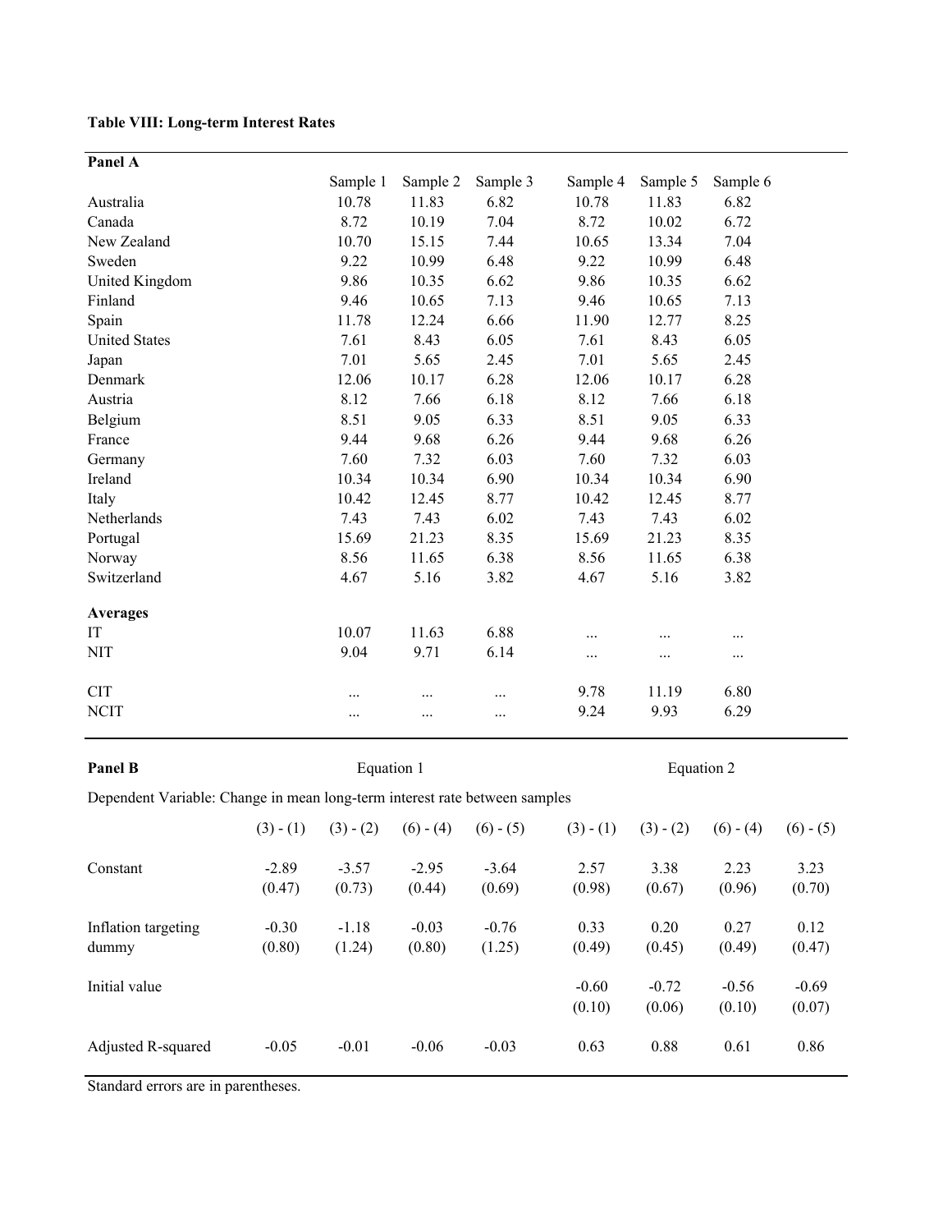**Table VIII: Long-term Interest Rates**

| Panel A | Sample 1 | Sample 2 | Sample 3 | Sample 4 | Sample 5 | Sample 6 |
|---|---|---|---|---|---|---|
| Australia | 10.78 | 11.83 | 6.82 | 10.78 | 11.83 | 6.82 |
| Canada | 8.72 | 10.19 | 7.04 | 8.72 | 10.02 | 6.72 |
| New Zealand | 10.70 | 15.15 | 7.44 | 10.65 | 13.34 | 7.04 |
| Sweden | 9.22 | 10.99 | 6.48 | 9.22 | 10.99 | 6.48 |
| United Kingdom | 9.86 | 10.35 | 6.62 | 9.86 | 10.35 | 6.62 |
| Finland | 9.46 | 10.65 | 7.13 | 9.46 | 10.65 | 7.13 |
| Spain | 11.78 | 12.24 | 6.66 | 11.90 | 12.77 | 8.25 |
| United States | 7.61 | 8.43 | 6.05 | 7.61 | 8.43 | 6.05 |
| Japan | 7.01 | 5.65 | 2.45 | 7.01 | 5.65 | 2.45 |
| Denmark | 12.06 | 10.17 | 6.28 | 12.06 | 10.17 | 6.28 |
| Austria | 8.12 | 7.66 | 6.18 | 8.12 | 7.66 | 6.18 |
| Belgium | 8.51 | 9.05 | 6.33 | 8.51 | 9.05 | 6.33 |
| France | 9.44 | 9.68 | 6.26 | 9.44 | 9.68 | 6.26 |
| Germany | 7.60 | 7.32 | 6.03 | 7.60 | 7.32 | 6.03 |
| Ireland | 10.34 | 10.34 | 6.90 | 10.34 | 10.34 | 6.90 |
| Italy | 10.42 | 12.45 | 8.77 | 10.42 | 12.45 | 8.77 |
| Netherlands | 7.43 | 7.43 | 6.02 | 7.43 | 7.43 | 6.02 |
| Portugal | 15.69 | 21.23 | 8.35 | 15.69 | 21.23 | 8.35 |
| Norway | 8.56 | 11.65 | 6.38 | 8.56 | 11.65 | 6.38 |
| Switzerland | 4.67 | 5.16 | 3.82 | 4.67 | 5.16 | 3.82 |
| **Averages** | | | | | | |
| IT | 10.07 | 11.63 | 6.88 | ... | ... | ... |
| NIT | 9.04 | 9.71 | 6.14 | ... | ... | ... |
| CIT | ... | ... | ... | 9.78 | 11.19 | 6.80 |
| NCIT | ... | ... | ... | 9.24 | 9.93 | 6.29 |

**Panel B**

Dependent Variable: Change in mean long-term interest rate between samples

| | Equation 1 | | | | Equation 2 | | | |
|---|---|---|---|---|---|---|---|---|
| | (3) - (1) | (3) - (2) | (6) - (4) | (6) - (5) | (3) - (1) | (3) - (2) | (6) - (4) | (6) - (5) |
| Constant | -2.89 | -3.57 | -2.95 | -3.64 | 2.57 | 3.38 | 2.23 | 3.23 |
| | (0.47) | (0.73) | (0.44) | (0.69) | (0.98) | (0.67) | (0.96) | (0.70) |
| Inflation targeting dummy | -0.30 | -1.18 | -0.03 | -0.76 | 0.33 | 0.20 | 0.27 | 0.12 |
| | (0.80) | (1.24) | (0.80) | (1.25) | (0.49) | (0.45) | (0.49) | (0.47) |
| Initial value | | | | | -0.60 | -0.72 | -0.56 | -0.69 |
| | | | | | (0.10) | (0.06) | (0.10) | (0.07) |
| Adjusted R-squared | -0.05 | -0.01 | -0.06 | -0.03 | 0.63 | 0.88 | 0.61 | 0.86 |

Standard errors are in parentheses.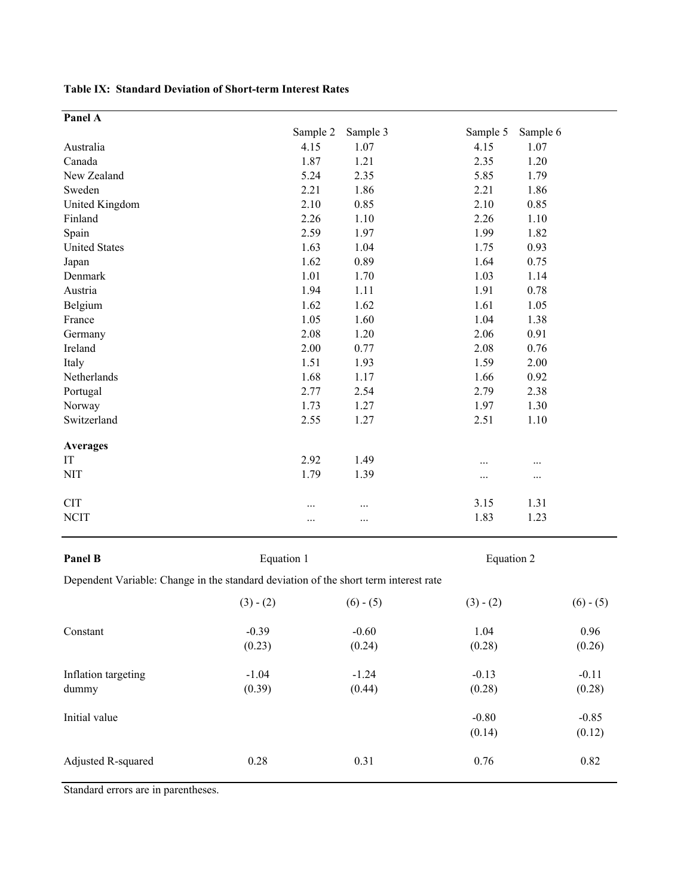**Table IX: Standard Deviation of Short-term Interest Rates**

**Panel A**

| | Sample 2 | Sample 3 | Sample 5 | Sample 6 |
|---|---|---|---|---|
| Australia | 4.15 | 1.07 | 4.15 | 1.07 |
| Canada | 1.87 | 1.21 | 2.35 | 1.20 |
| New Zealand | 5.24 | 2.35 | 5.85 | 1.79 |
| Sweden | 2.21 | 1.86 | 2.21 | 1.86 |
| United Kingdom | 2.10 | 0.85 | 2.10 | 0.85 |
| Finland | 2.26 | 1.10 | 2.26 | 1.10 |
| Spain | 2.59 | 1.97 | 1.99 | 1.82 |
| United States | 1.63 | 1.04 | 1.75 | 0.93 |
| Japan | 1.62 | 0.89 | 1.64 | 0.75 |
| Denmark | 1.01 | 1.70 | 1.03 | 1.14 |
| Austria | 1.94 | 1.11 | 1.91 | 0.78 |
| Belgium | 1.62 | 1.62 | 1.61 | 1.05 |
| France | 1.05 | 1.60 | 1.04 | 1.38 |
| Germany | 2.08 | 1.20 | 2.06 | 0.91 |
| Ireland | 2.00 | 0.77 | 2.08 | 0.76 |
| Italy | 1.51 | 1.93 | 1.59 | 2.00 |
| Netherlands | 1.68 | 1.17 | 1.66 | 0.92 |
| Portugal | 2.77 | 2.54 | 2.79 | 2.38 |
| Norway | 1.73 | 1.27 | 1.97 | 1.30 |
| Switzerland | 2.55 | 1.27 | 2.51 | 1.10 |
| **Averages** | | | | |
| IT | 2.92 | 1.49 | ... | ... |
| NIT | 1.79 | 1.39 | ... | ... |
| CIT | ... | ... | 3.15 | 1.31 |
| NCIT | ... | ... | 1.83 | 1.23 |

**Panel B**

Dependent Variable: Change in the standard deviation of the short term interest rate

| | Equation 1 | | Equation 2 | |
|---|---|---|---|---|
| | (3) - (2) | (6) - (5) | (3) - (2) | (6) - (5) |
| Constant | -0.39 | -0.60 | 1.04 | 0.96 |
| | (0.23) | (0.24) | (0.28) | (0.26) |
| Inflation targeting dummy | -1.04 | -1.24 | -0.13 | -0.11 |
| | (0.39) | (0.44) | (0.28) | (0.28) |
| Initial value | | | -0.80 | -0.85 |
| | | | (0.14) | (0.12) |
| Adjusted R-squared | 0.28 | 0.31 | 0.76 | 0.82 |

Standard errors are in parentheses.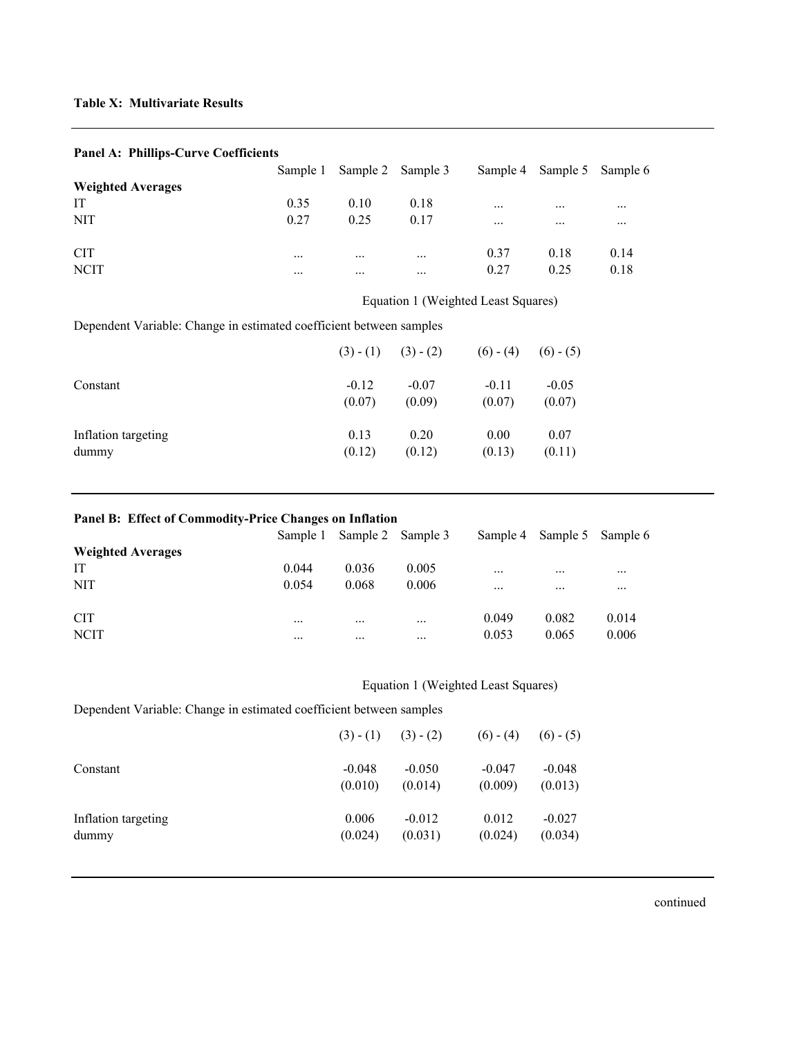**Table X: Multivariate Results**

**Panel A: Phillips-Curve Coefficients**

| | Sample 1 | Sample 2 | Sample 3 | Sample 4 | Sample 5 | Sample 6 |
|---|---|---|---|---|---|---|
| **Weighted Averages** | | | | | | |
| IT | 0.35 | 0.10 | 0.18 | ... | ... | ... |
| NIT | 0.27 | 0.25 | 0.17 | ... | ... | ... |
| CIT | ... | ... | ... | 0.37 | 0.18 | 0.14 |
| NCIT | ... | ... | ... | 0.27 | 0.25 | 0.18 |

Equation 1 (Weighted Least Squares)

Dependent Variable: Change in estimated coefficient between samples

| | (3) - (1) | (3) - (2) | (6) - (4) | (6) - (5) |
|---|---|---|---|---|
| Constant | -0.12 | -0.07 | -0.11 | -0.05 |
| | (0.07) | (0.09) | (0.07) | (0.07) |
| Inflation targeting dummy | 0.13 | 0.20 | 0.00 | 0.07 |
| | (0.12) | (0.12) | (0.13) | (0.11) |

**Panel B: Effect of Commodity-Price Changes on Inflation**

| | Sample 1 | Sample 2 | Sample 3 | Sample 4 | Sample 5 | Sample 6 |
|---|---|---|---|---|---|---|
| **Weighted Averages** | | | | | | |
| IT | 0.044 | 0.036 | 0.005 | ... | ... | ... |
| NIT | 0.054 | 0.068 | 0.006 | ... | ... | ... |
| CIT | ... | ... | ... | 0.049 | 0.082 | 0.014 |
| NCIT | ... | ... | ... | 0.053 | 0.065 | 0.006 |

Equation 1 (Weighted Least Squares)

Dependent Variable: Change in estimated coefficient between samples

| | (3) - (1) | (3) - (2) | (6) - (4) | (6) - (5) |
|---|---|---|---|---|
| Constant | -0.048 | -0.050 | -0.047 | -0.048 |
| | (0.010) | (0.014) | (0.009) | (0.013) |
| Inflation targeting dummy | 0.006 | -0.012 | 0.012 | -0.027 |
| | (0.024) | (0.031) | (0.024) | (0.034) |

continued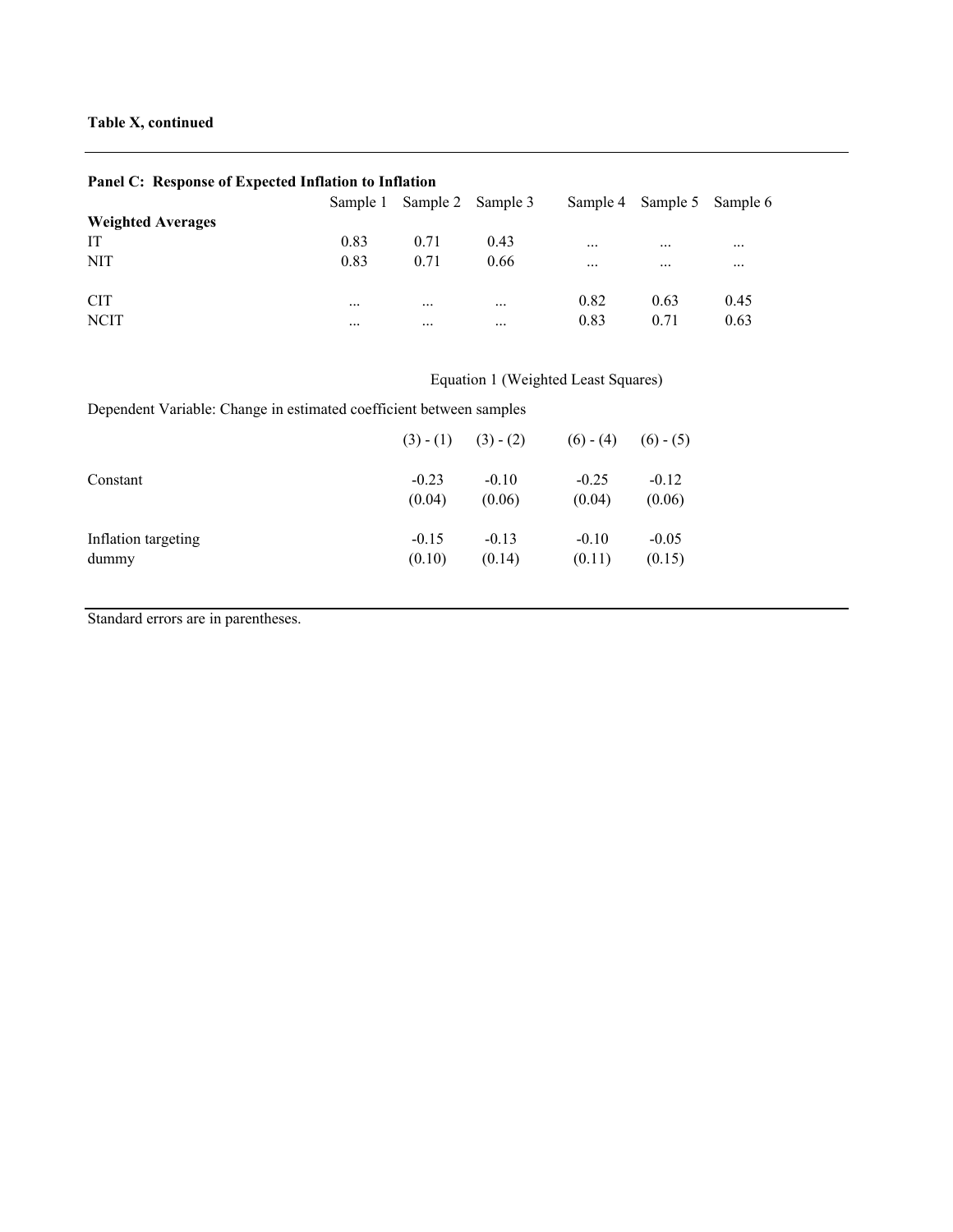**Table X, continued**

**Panel C: Response of Expected Inflation to Inflation**

| | Sample 1 | Sample 2 | Sample 3 | Sample 4 | Sample 5 | Sample 6 |
|---|---|---|---|---|---|---|
| **Weighted Averages** | | | | | | |
| IT | 0.83 | 0.71 | 0.43 | ... | ... | ... |
| NIT | 0.83 | 0.71 | 0.66 | ... | ... | ... |
| | | | | | | |
| CIT | ... | ... | ... | 0.82 | 0.63 | 0.45 |
| NCIT | ... | ... | ... | 0.83 | 0.71 | 0.63 |

Equation 1 (Weighted Least Squares)

Dependent Variable: Change in estimated coefficient between samples

| | (3) - (1) | (3) - (2) | (6) - (4) | (6) - (5) |
|---|---|---|---|---|
| Constant | -0.23 | -0.10 | -0.25 | -0.12 |
| | (0.04) | (0.06) | (0.04) | (0.06) |
| Inflation targeting dummy | -0.15 | -0.13 | -0.10 | -0.05 |
| | (0.10) | (0.14) | (0.11) | (0.15) |

Standard errors are in parentheses.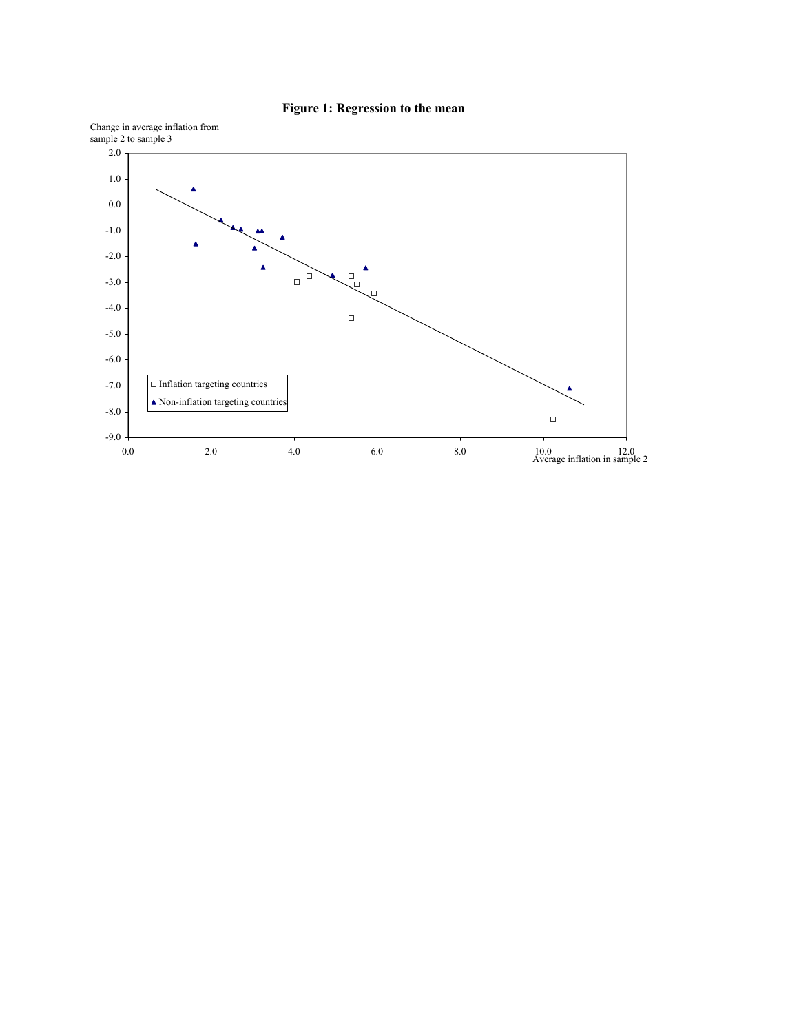**Figure 1: Regression to the mean**

Change in average inflation from sample 2 to sample 3

2.0
1.0
0.0
-1.0
-2.0
-3.0
-4.0
-5.0
-6.0
-7.0
-8.0
-9.0

0.0 2.0 4.0 6.0 8.0 10.0 12.0

Average inflation in sample 2

□ Inflation targeting countries
▲ Non-inflation targeting countries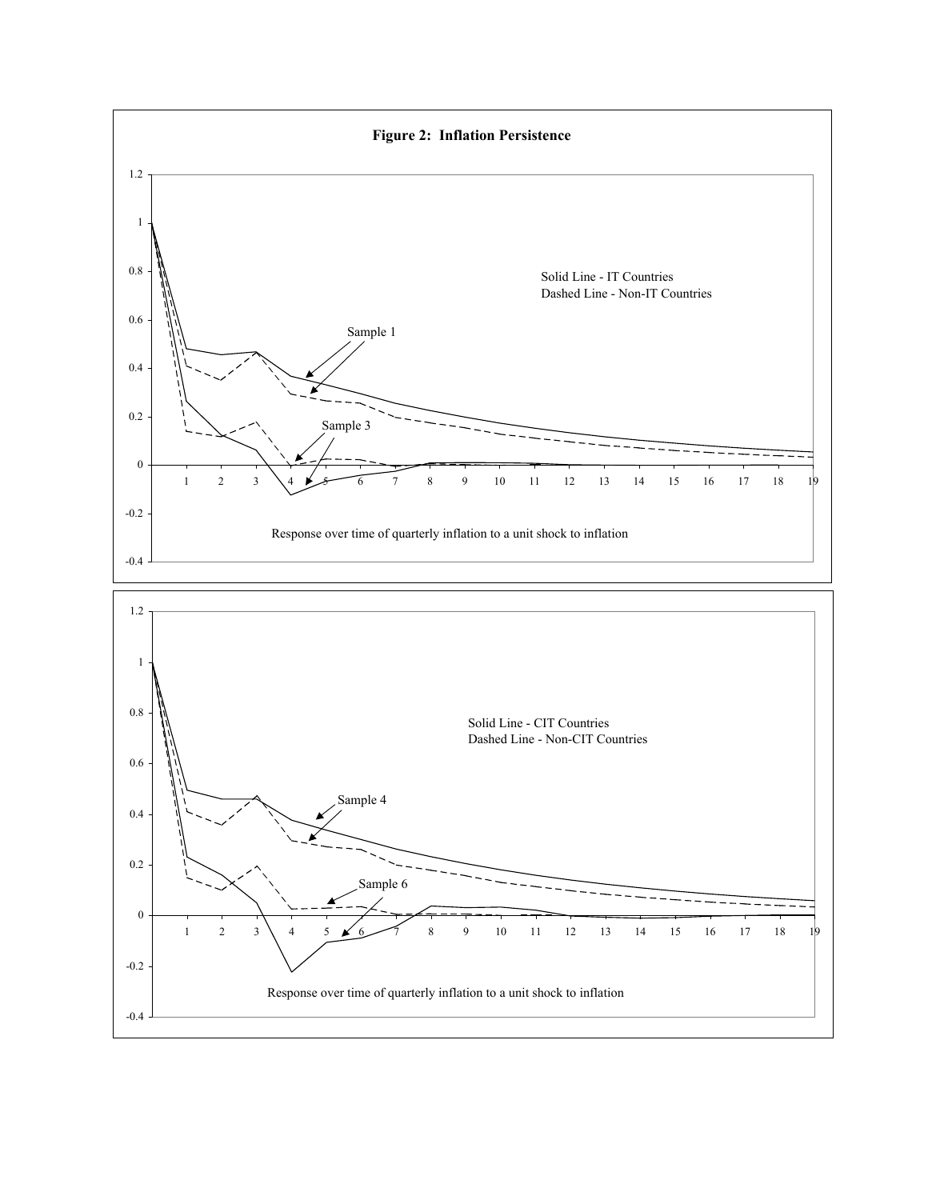**Figure 2: Inflation Persistence**

1.2
1
0.8
0.6
0.4
0.2
0
-0.2
-0.4

1 2 3 4 5 6 7 8 9 10 11 12 13 14 15 16 17 18 19

Solid Line - IT Countries
Dashed Line - Non-IT Countries

Sample 1

Sample 3

Response over time of quarterly inflation to a unit shock to inflation

1.2
1
0.8
0.6
0.4
0.2
0
-0.2
-0.4

1 2 3 4 5 6 7 8 9 10 11 12 13 14 15 16 17 18 19

Solid Line - CIT Countries
Dashed Line - Non-CIT Countries

Sample 4

Sample 6

Response over time of quarterly inflation to a unit shock to inflation